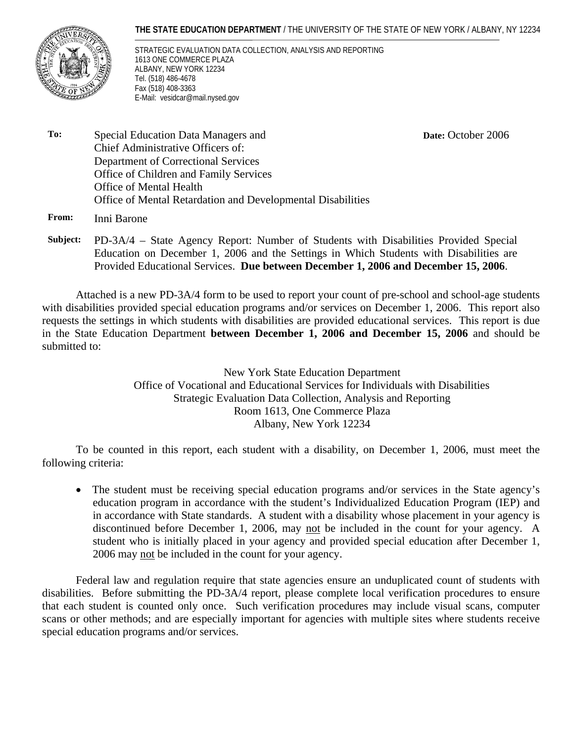**THE STATE EDUCATION DEPARTMENT** / THE UNIVERSITY OF THE STATE OF NEW YORK / ALBANY, NY 12234

STRATEGIC EVALUATION DATA COLLECTION, ANALYSIS AND REPORTING
1613 ONE COMMERCE PLAZA
ALBANY, NEW YORK 12234
Tel. (518) 486-4678
Fax (518) 408-3363
E-Mail: vesidcar@mail.nysed.gov

**To:** Special Education Data Managers and Chief Administrative Officers of:
Department of Correctional Services
Office of Children and Family Services
Office of Mental Health
Office of Mental Retardation and Developmental Disabilities

**Date:** October 2006

**From:** Inni Barone

**Subject:** PD-3A/4 – State Agency Report: Number of Students with Disabilities Provided Special Education on December 1, 2006 and the Settings in Which Students with Disabilities are Provided Educational Services. **Due between December 1, 2006 and December 15, 2006**.

Attached is a new PD-3A/4 form to be used to report your count of pre-school and school-age students with disabilities provided special education programs and/or services on December 1, 2006. This report also requests the settings in which students with disabilities are provided educational services. This report is due in the State Education Department **between December 1, 2006 and December 15, 2006** and should be submitted to:

New York State Education Department
Office of Vocational and Educational Services for Individuals with Disabilities
Strategic Evaluation Data Collection, Analysis and Reporting
Room 1613, One Commerce Plaza
Albany, New York 12234

To be counted in this report, each student with a disability, on December 1, 2006, must meet the following criteria:

- The student must be receiving special education programs and/or services in the State agency's education program in accordance with the student's Individualized Education Program (IEP) and in accordance with State standards. A student with a disability whose placement in your agency is discontinued before December 1, 2006, may not be included in the count for your agency. A student who is initially placed in your agency and provided special education after December 1, 2006 may not be included in the count for your agency.

Federal law and regulation require that state agencies ensure an unduplicated count of students with disabilities. Before submitting the PD-3A/4 report, please complete local verification procedures to ensure that each student is counted only once. Such verification procedures may include visual scans, computer scans or other methods; and are especially important for agencies with multiple sites where students receive special education programs and/or services.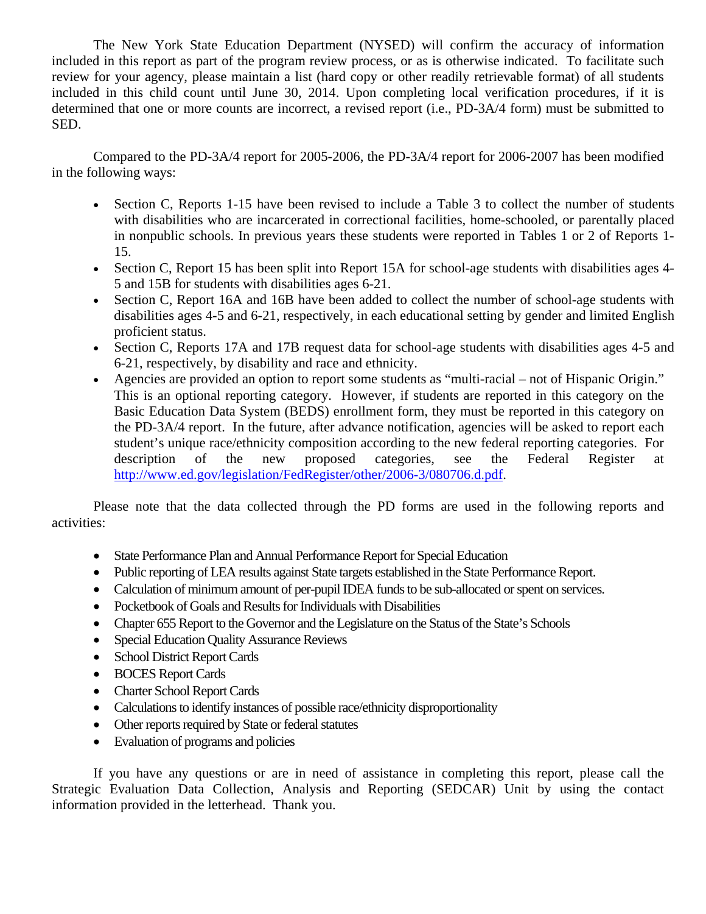The New York State Education Department (NYSED) will confirm the accuracy of information included in this report as part of the program review process, or as is otherwise indicated. To facilitate such review for your agency, please maintain a list (hard copy or other readily retrievable format) of all students included in this child count until June 30, 2014. Upon completing local verification procedures, if it is determined that one or more counts are incorrect, a revised report (i.e., PD-3A/4 form) must be submitted to SED.

Compared to the PD-3A/4 report for 2005-2006, the PD-3A/4 report for 2006-2007 has been modified in the following ways:

- Section C, Reports 1-15 have been revised to include a Table 3 to collect the number of students with disabilities who are incarcerated in correctional facilities, home-schooled, or parentally placed in nonpublic schools. In previous years these students were reported in Tables 1 or 2 of Reports 1-15.
- Section C, Report 15 has been split into Report 15A for school-age students with disabilities ages 4-5 and 15B for students with disabilities ages 6-21.
- Section C, Report 16A and 16B have been added to collect the number of school-age students with disabilities ages 4-5 and 6-21, respectively, in each educational setting by gender and limited English proficient status.
- Section C, Reports 17A and 17B request data for school-age students with disabilities ages 4-5 and 6-21, respectively, by disability and race and ethnicity.
- Agencies are provided an option to report some students as "multi-racial – not of Hispanic Origin." This is an optional reporting category. However, if students are reported in this category on the Basic Education Data System (BEDS) enrollment form, they must be reported in this category on the PD-3A/4 report. In the future, after advance notification, agencies will be asked to report each student's unique race/ethnicity composition according to the new federal reporting categories. For description of the new proposed categories, see the Federal Register at http://www.ed.gov/legislation/FedRegister/other/2006-3/080706.d.pdf.

Please note that the data collected through the PD forms are used in the following reports and activities:

- State Performance Plan and Annual Performance Report for Special Education
- Public reporting of LEA results against State targets established in the State Performance Report.
- Calculation of minimum amount of per-pupil IDEA funds to be sub-allocated or spent on services.
- Pocketbook of Goals and Results for Individuals with Disabilities
- Chapter 655 Report to the Governor and the Legislature on the Status of the State's Schools
- Special Education Quality Assurance Reviews
- School District Report Cards
- BOCES Report Cards
- Charter School Report Cards
- Calculations to identify instances of possible race/ethnicity disproportionality
- Other reports required by State or federal statutes
- Evaluation of programs and policies

If you have any questions or are in need of assistance in completing this report, please call the Strategic Evaluation Data Collection, Analysis and Reporting (SEDCAR) Unit by using the contact information provided in the letterhead. Thank you.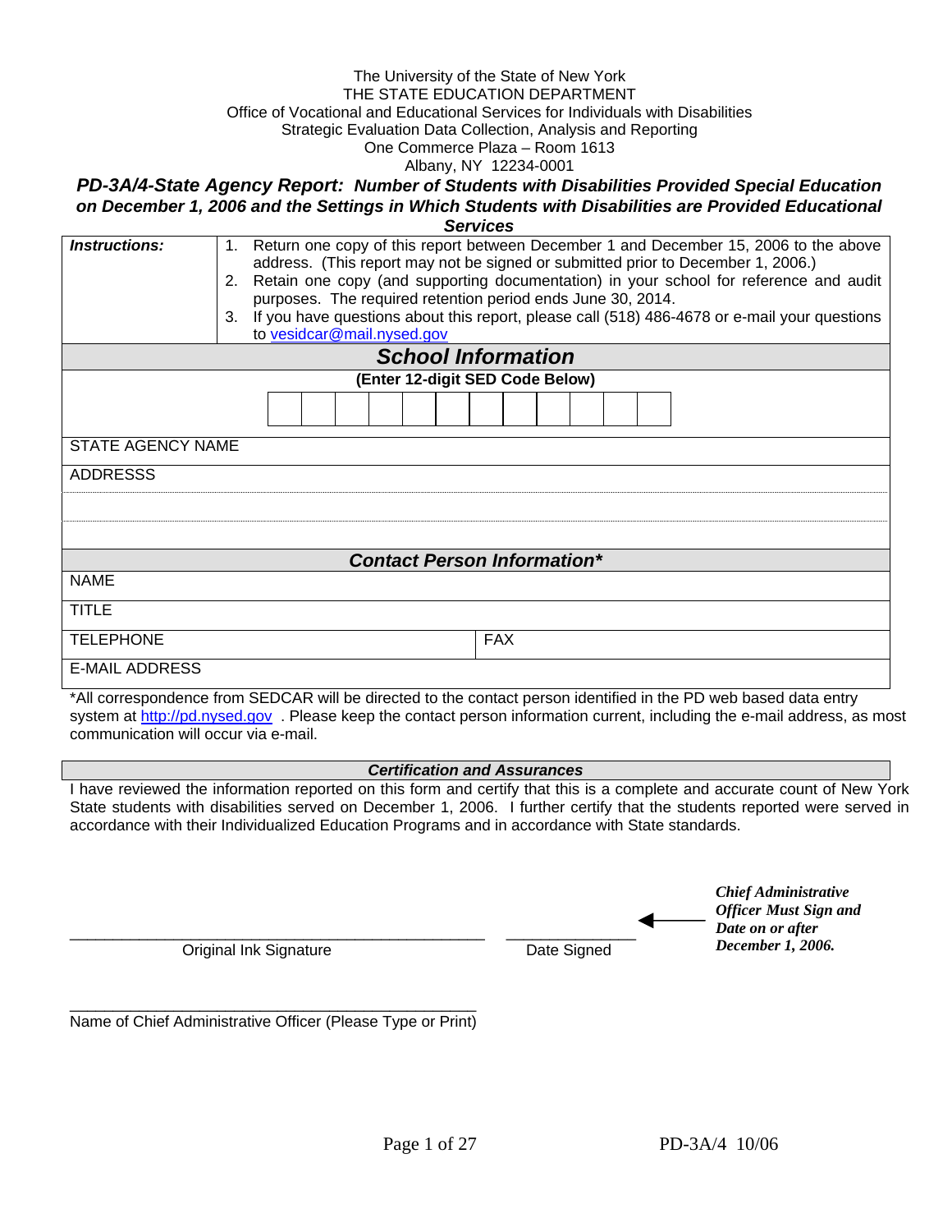The University of the State of New York
THE STATE EDUCATION DEPARTMENT
Office of Vocational and Educational Services for Individuals with Disabilities
Strategic Evaluation Data Collection, Analysis and Reporting
One Commerce Plaza – Room 1613
Albany, NY 12234-0001

# *PD-3A/4-State Agency Report: Number of Students with Disabilities Provided Special Education on December 1, 2006 and the Settings in Which Students with Disabilities are Provided Educational Services*

| ***Instructions:*** | 1. Return one copy of this report between December 1 and December 15, 2006 to the above address. (This report may not be signed or submitted prior to December 1, 2006.)<br>2. Retain one copy (and supporting documentation) in your school for reference and audit purposes. The required retention period ends June 30, 2014.<br>3. If you have questions about this report, please call (518) 486-4678 or e-mail your questions to vesidcar@mail.nysed.gov |
|---|---|

## *School Information*

**(Enter 12-digit SED Code Below)**

| | | | | | | | | | | | |
|---|---|---|---|---|---|---|---|---|---|---|---|
| | | | | | | | | | | | |

STATE AGENCY NAME

ADDRESSS

## *Contact Person Information**

| | |
|---|---|
| NAME | |
| TITLE | |
| TELEPHONE | FAX |
| E-MAIL ADDRESS | |

*All correspondence from SEDCAR will be directed to the contact person identified in the PD web based data entry system at http://pd.nysed.gov . Please keep the contact person information current, including the e-mail address, as most communication will occur via e-mail.

### *Certification and Assurances*

I have reviewed the information reported on this form and certify that this is a complete and accurate count of New York State students with disabilities served on December 1, 2006. I further certify that the students reported were served in accordance with their Individualized Education Programs and in accordance with State standards.

_______________________________________________ Original Ink Signature

_______________ Date Signed

***Chief Administrative Officer Must Sign and Date on or after December 1, 2006.***

_______________________________________________
Name of Chief Administrative Officer (Please Type or Print)

PD-3A/4 10/06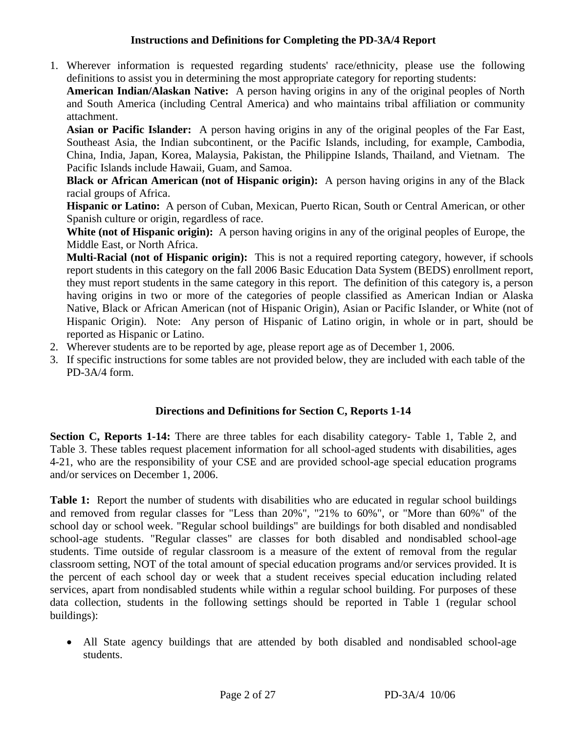## Instructions and Definitions for Completing the PD-3A/4 Report

1. Wherever information is requested regarding students' race/ethnicity, please use the following definitions to assist you in determining the most appropriate category for reporting students:

   **American Indian/Alaskan Native:** A person having origins in any of the original peoples of North and South America (including Central America) and who maintains tribal affiliation or community attachment.

   **Asian or Pacific Islander:** A person having origins in any of the original peoples of the Far East, Southeast Asia, the Indian subcontinent, or the Pacific Islands, including, for example, Cambodia, China, India, Japan, Korea, Malaysia, Pakistan, the Philippine Islands, Thailand, and Vietnam. The Pacific Islands include Hawaii, Guam, and Samoa.

   **Black or African American (not of Hispanic origin):** A person having origins in any of the Black racial groups of Africa.

   **Hispanic or Latino:** A person of Cuban, Mexican, Puerto Rican, South or Central American, or other Spanish culture or origin, regardless of race.

   **White (not of Hispanic origin):** A person having origins in any of the original peoples of Europe, the Middle East, or North Africa.

   **Multi-Racial (not of Hispanic origin):** This is not a required reporting category, however, if schools report students in this category on the fall 2006 Basic Education Data System (BEDS) enrollment report, they must report students in the same category in this report. The definition of this category is, a person having origins in two or more of the categories of people classified as American Indian or Alaska Native, Black or African American (not of Hispanic Origin), Asian or Pacific Islander, or White (not of Hispanic Origin). Note: Any person of Hispanic of Latino origin, in whole or in part, should be reported as Hispanic or Latino.
2. Wherever students are to be reported by age, please report age as of December 1, 2006.
3. If specific instructions for some tables are not provided below, they are included with each table of the PD-3A/4 form.

## Directions and Definitions for Section C, Reports 1-14

**Section C, Reports 1-14:** There are three tables for each disability category- Table 1, Table 2, and Table 3. These tables request placement information for all school-aged students with disabilities, ages 4-21, who are the responsibility of your CSE and are provided school-age special education programs and/or services on December 1, 2006.

**Table 1:** Report the number of students with disabilities who are educated in regular school buildings and removed from regular classes for "Less than 20%", "21% to 60%", or "More than 60%" of the school day or school week. "Regular school buildings" are buildings for both disabled and nondisabled school-age students. "Regular classes" are classes for both disabled and nondisabled school-age students. Time outside of regular classroom is a measure of the extent of removal from the regular classroom setting, NOT of the total amount of special education programs and/or services provided. It is the percent of each school day or week that a student receives special education including related services, apart from nondisabled students while within a regular school building. For purposes of these data collection, students in the following settings should be reported in Table 1 (regular school buildings):

- All State agency buildings that are attended by both disabled and nondisabled school-age students.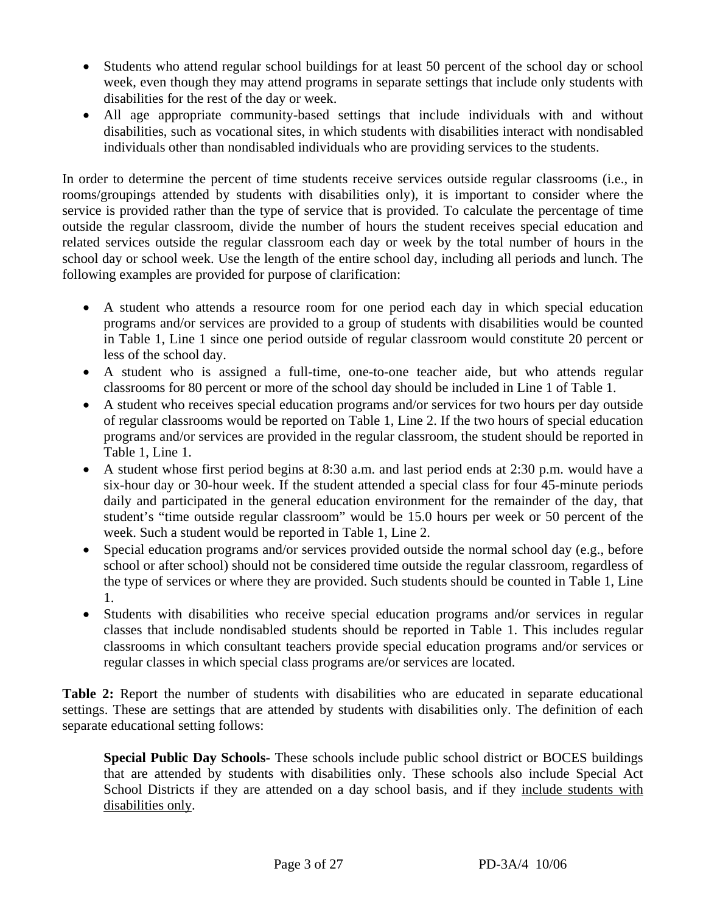- Students who attend regular school buildings for at least 50 percent of the school day or school week, even though they may attend programs in separate settings that include only students with disabilities for the rest of the day or week.
- All age appropriate community-based settings that include individuals with and without disabilities, such as vocational sites, in which students with disabilities interact with nondisabled individuals other than nondisabled individuals who are providing services to the students.

In order to determine the percent of time students receive services outside regular classrooms (i.e., in rooms/groupings attended by students with disabilities only), it is important to consider where the service is provided rather than the type of service that is provided. To calculate the percentage of time outside the regular classroom, divide the number of hours the student receives special education and related services outside the regular classroom each day or week by the total number of hours in the school day or school week. Use the length of the entire school day, including all periods and lunch. The following examples are provided for purpose of clarification:

- A student who attends a resource room for one period each day in which special education programs and/or services are provided to a group of students with disabilities would be counted in Table 1, Line 1 since one period outside of regular classroom would constitute 20 percent or less of the school day.
- A student who is assigned a full-time, one-to-one teacher aide, but who attends regular classrooms for 80 percent or more of the school day should be included in Line 1 of Table 1.
- A student who receives special education programs and/or services for two hours per day outside of regular classrooms would be reported on Table 1, Line 2. If the two hours of special education programs and/or services are provided in the regular classroom, the student should be reported in Table 1, Line 1.
- A student whose first period begins at 8:30 a.m. and last period ends at 2:30 p.m. would have a six-hour day or 30-hour week. If the student attended a special class for four 45-minute periods daily and participated in the general education environment for the remainder of the day, that student's "time outside regular classroom" would be 15.0 hours per week or 50 percent of the week. Such a student would be reported in Table 1, Line 2.
- Special education programs and/or services provided outside the normal school day (e.g., before school or after school) should not be considered time outside the regular classroom, regardless of the type of services or where they are provided. Such students should be counted in Table 1, Line 1.
- Students with disabilities who receive special education programs and/or services in regular classes that include nondisabled students should be reported in Table 1. This includes regular classrooms in which consultant teachers provide special education programs and/or services or regular classes in which special class programs are/or services are located.

**Table 2:** Report the number of students with disabilities who are educated in separate educational settings. These are settings that are attended by students with disabilities only. The definition of each separate educational setting follows:

**Special Public Day Schools-** These schools include public school district or BOCES buildings that are attended by students with disabilities only. These schools also include Special Act School Districts if they are attended on a day school basis, and if they include students with disabilities only.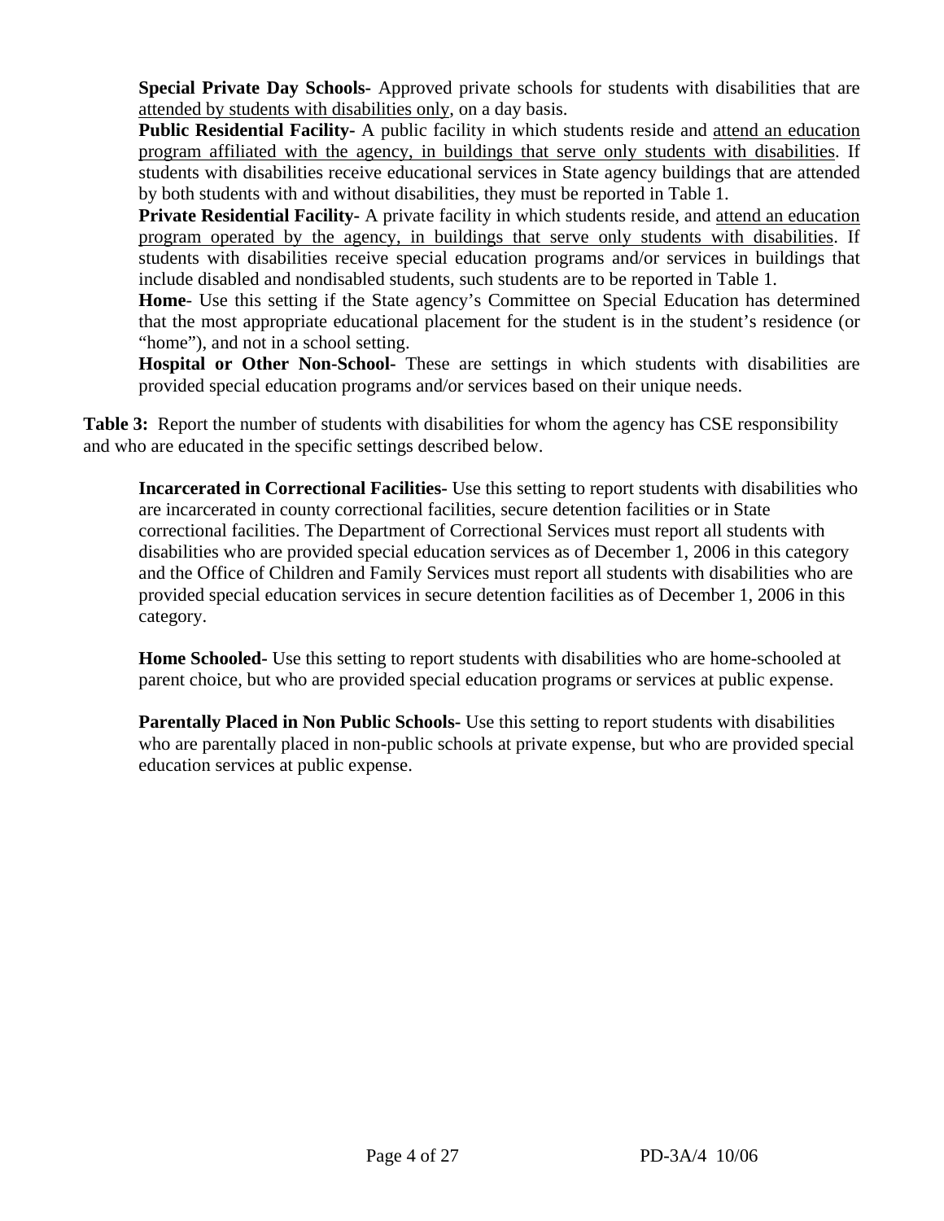**Special Private Day Schools-** Approved private schools for students with disabilities that are attended by students with disabilities only, on a day basis.

**Public Residential Facility-** A public facility in which students reside and attend an education program affiliated with the agency, in buildings that serve only students with disabilities. If students with disabilities receive educational services in State agency buildings that are attended by both students with and without disabilities, they must be reported in Table 1.

**Private Residential Facility-** A private facility in which students reside, and attend an education program operated by the agency, in buildings that serve only students with disabilities. If students with disabilities receive special education programs and/or services in buildings that include disabled and nondisabled students, such students are to be reported in Table 1.

**Home**- Use this setting if the State agency's Committee on Special Education has determined that the most appropriate educational placement for the student is in the student's residence (or "home"), and not in a school setting.

**Hospital or Other Non-School-** These are settings in which students with disabilities are provided special education programs and/or services based on their unique needs.

**Table 3:** Report the number of students with disabilities for whom the agency has CSE responsibility and who are educated in the specific settings described below.

**Incarcerated in Correctional Facilities-** Use this setting to report students with disabilities who are incarcerated in county correctional facilities, secure detention facilities or in State correctional facilities. The Department of Correctional Services must report all students with disabilities who are provided special education services as of December 1, 2006 in this category and the Office of Children and Family Services must report all students with disabilities who are provided special education services in secure detention facilities as of December 1, 2006 in this category.

**Home Schooled-** Use this setting to report students with disabilities who are home-schooled at parent choice, but who are provided special education programs or services at public expense.

**Parentally Placed in Non Public Schools-** Use this setting to report students with disabilities who are parentally placed in non-public schools at private expense, but who are provided special education services at public expense.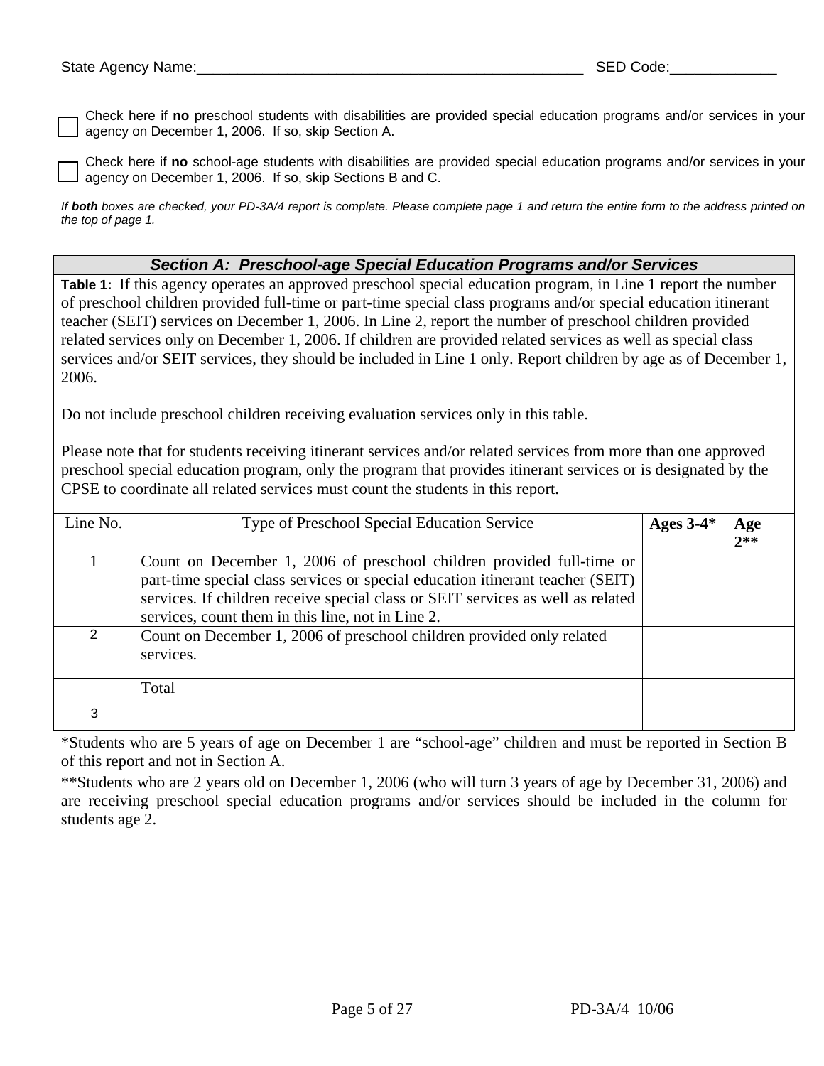State Agency Name:_______________________________________________ SED Code:_____________

☐ Check here if **no** preschool students with disabilities are provided special education programs and/or services in your agency on December 1, 2006. If so, skip Section A.

☐ Check here if **no** school-age students with disabilities are provided special education programs and/or services in your agency on December 1, 2006. If so, skip Sections B and C.

*If **both** boxes are checked, your PD-3A/4 report is complete. Please complete page 1 and return the entire form to the address printed on the top of page 1.*

## *Section A: Preschool-age Special Education Programs and/or Services*

**Table 1:** If this agency operates an approved preschool special education program, in Line 1 report the number of preschool children provided full-time or part-time special class programs and/or special education itinerant teacher (SEIT) services on December 1, 2006. In Line 2, report the number of preschool children provided related services only on December 1, 2006. If children are provided related services as well as special class services and/or SEIT services, they should be included in Line 1 only. Report children by age as of December 1, 2006.

Do not include preschool children receiving evaluation services only in this table.

Please note that for students receiving itinerant services and/or related services from more than one approved preschool special education program, only the program that provides itinerant services or is designated by the CPSE to coordinate all related services must count the students in this report.

| Line No. | Type of Preschool Special Education Service | **Ages 3-4*** | **Age 2**** |
|---|---|---|---|
| 1 | Count on December 1, 2006 of preschool children provided full-time or part-time special class services or special education itinerant teacher (SEIT) services. If children receive special class or SEIT services as well as related services, count them in this line, not in Line 2. | | |
| 2 | Count on December 1, 2006 of preschool children provided only related services. | | |
| 3 | Total | | |

*Students who are 5 years of age on December 1 are "school-age" children and must be reported in Section B of this report and not in Section A.

**Students who are 2 years old on December 1, 2006 (who will turn 3 years of age by December 31, 2006) and are receiving preschool special education programs and/or services should be included in the column for students age 2.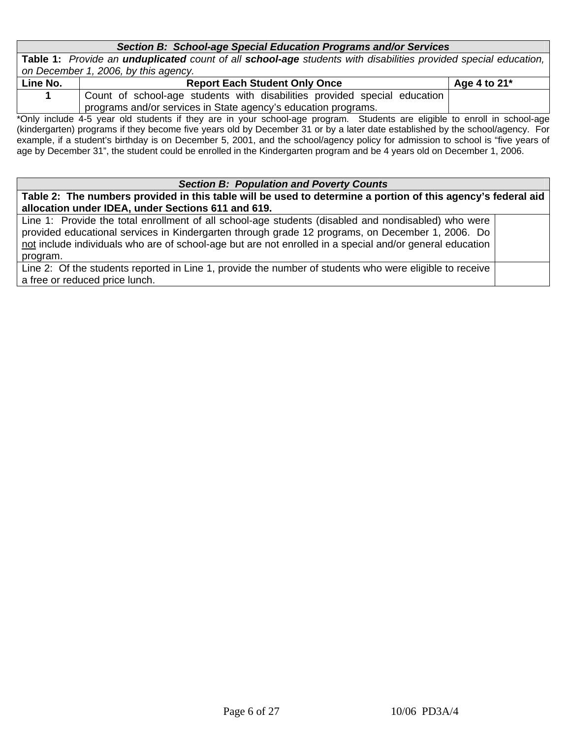| *Section B: School-age Special Education Programs and/or Services* | | |
|---|---|---|
| **Table 1:** *Provide an* ***unduplicated*** *count of all* ***school-age*** *students with disabilities provided special education, on December 1, 2006, by this agency.* | | |
| **Line No.** | **Report Each Student Only Once** | **Age 4 to 21*** |
| **1** | Count of school-age students with disabilities provided special education programs and/or services in State agency's education programs. | |

*Only include 4-5 year old students if they are in your school-age program. Students are eligible to enroll in school-age (kindergarten) programs if they become five years old by December 31 or by a later date established by the school/agency. For example, if a student's birthday is on December 5, 2001, and the school/agency policy for admission to school is "five years of age by December 31", the student could be enrolled in the Kindergarten program and be 4 years old on December 1, 2006.

| *Section B: Population and Poverty Counts* | |
|---|---|
| **Table 2: The numbers provided in this table will be used to determine a portion of this agency's federal aid allocation under IDEA, under Sections 611 and 619.** | |
| Line 1: Provide the total enrollment of all school-age students (disabled and nondisabled) who were provided educational services in Kindergarten through grade 12 programs, on December 1, 2006. Do not include individuals who are of school-age but are not enrolled in a special and/or general education program. | |
| Line 2: Of the students reported in Line 1, provide the number of students who were eligible to receive a free or reduced price lunch. | |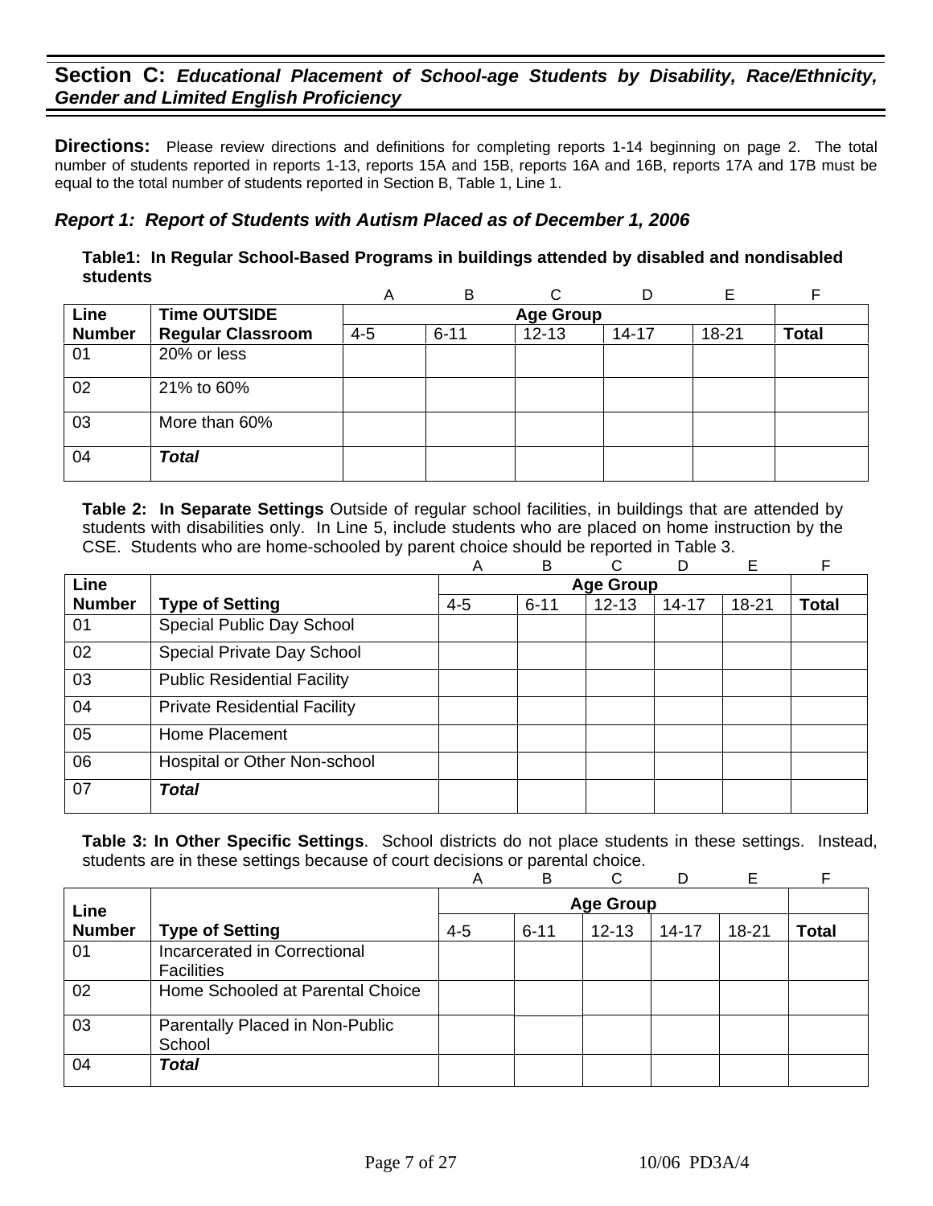## Section C: *Educational Placement of School-age Students by Disability, Race/Ethnicity, Gender and Limited English Proficiency*

**Directions:** Please review directions and definitions for completing reports 1-14 beginning on page 2. The total number of students reported in reports 1-13, reports 15A and 15B, reports 16A and 16B, reports 17A and 17B must be equal to the total number of students reported in Section B, Table 1, Line 1.

### *Report 1: Report of Students with Autism Placed as of December 1, 2006*

**Table1: In Regular School-Based Programs in buildings attended by disabled and nondisabled students**

| | | A | B | C | D | E | F |
|---|---|---|---|---|---|---|---|
| **Line** | **Time OUTSIDE** | **Age Group** | | | | | |
| **Number** | **Regular Classroom** | 4-5 | 6-11 | 12-13 | 14-17 | 18-21 | **Total** |
| 01 | 20% or less | | | | | | |
| 02 | 21% to 60% | | | | | | |
| 03 | More than 60% | | | | | | |
| 04 | ***Total*** | | | | | | |

**Table 2: In Separate Settings** Outside of regular school facilities, in buildings that are attended by students with disabilities only. In Line 5, include students who are placed on home instruction by the CSE. Students who are home-schooled by parent choice should be reported in Table 3.

| | | A | B | C | D | E | F |
|---|---|---|---|---|---|---|---|
| **Line** | | **Age Group** | | | | | |
| **Number** | **Type of Setting** | 4-5 | 6-11 | 12-13 | 14-17 | 18-21 | **Total** |
| 01 | Special Public Day School | | | | | | |
| 02 | Special Private Day School | | | | | | |
| 03 | Public Residential Facility | | | | | | |
| 04 | Private Residential Facility | | | | | | |
| 05 | Home Placement | | | | | | |
| 06 | Hospital or Other Non-school | | | | | | |
| 07 | ***Total*** | | | | | | |

**Table 3: In Other Specific Settings**. School districts do not place students in these settings. Instead, students are in these settings because of court decisions or parental choice.

| | | A | B | C | D | E | F |
|---|---|---|---|---|---|---|---|
| **Line** | | **Age Group** | | | | | |
| **Number** | **Type of Setting** | 4-5 | 6-11 | 12-13 | 14-17 | 18-21 | **Total** |
| 01 | Incarcerated in Correctional Facilities | | | | | | |
| 02 | Home Schooled at Parental Choice | | | | | | |
| 03 | Parentally Placed in Non-Public School | | | | | | |
| 04 | ***Total*** | | | | | | |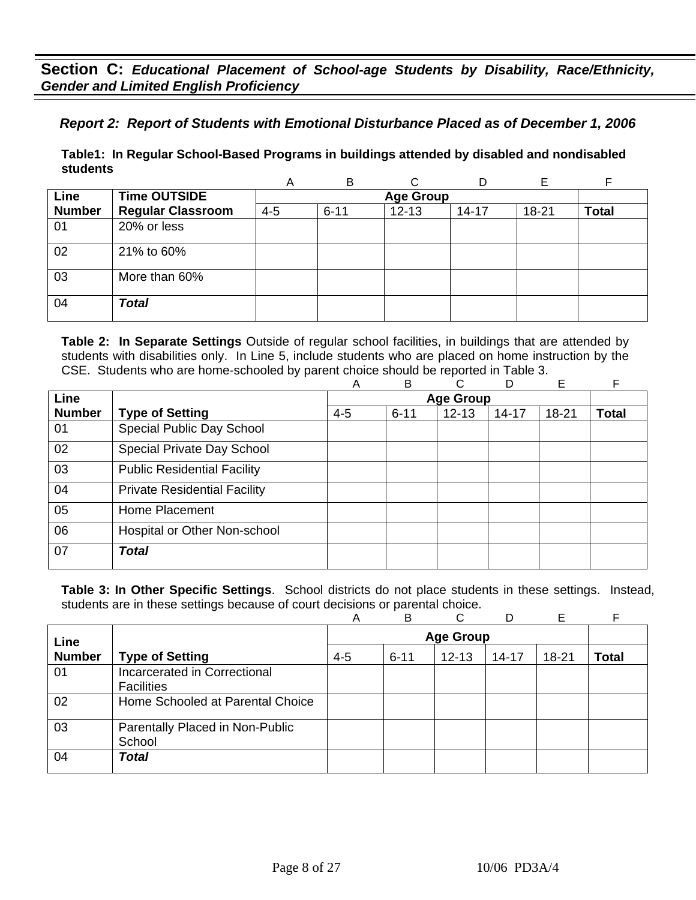## Section C: *Educational Placement of School-age Students by Disability, Race/Ethnicity, Gender and Limited English Proficiency*

### *Report 2: Report of Students with Emotional Disturbance Placed as of December 1, 2006*

**Table1: In Regular School-Based Programs in buildings attended by disabled and nondisabled students**

| Line Number | Time OUTSIDE Regular Classroom | A | B | C | D | E | F |
|---|---|---|---|---|---|---|---|
| | | Age Group | | | | | |
| | | 4-5 | 6-11 | 12-13 | 14-17 | 18-21 | **Total** |
| 01 | 20% or less | | | | | | |
| 02 | 21% to 60% | | | | | | |
| 03 | More than 60% | | | | | | |
| 04 | ***Total*** | | | | | | |

**Table 2: In Separate Settings** Outside of regular school facilities, in buildings that are attended by students with disabilities only. In Line 5, include students who are placed on home instruction by the CSE. Students who are home-schooled by parent choice should be reported in Table 3.

| Line Number | Type of Setting | A | B | C | D | E | F |
|---|---|---|---|---|---|---|---|
| | | Age Group | | | | | |
| | | 4-5 | 6-11 | 12-13 | 14-17 | 18-21 | **Total** |
| 01 | Special Public Day School | | | | | | |
| 02 | Special Private Day School | | | | | | |
| 03 | Public Residential Facility | | | | | | |
| 04 | Private Residential Facility | | | | | | |
| 05 | Home Placement | | | | | | |
| 06 | Hospital or Other Non-school | | | | | | |
| 07 | ***Total*** | | | | | | |

**Table 3: In Other Specific Settings**. School districts do not place students in these settings. Instead, students are in these settings because of court decisions or parental choice.

| Line Number | Type of Setting | A | B | C | D | E | F |
|---|---|---|---|---|---|---|---|
| | | Age Group | | | | | |
| | | 4-5 | 6-11 | 12-13 | 14-17 | 18-21 | **Total** |
| 01 | Incarcerated in Correctional Facilities | | | | | | |
| 02 | Home Schooled at Parental Choice | | | | | | |
| 03 | Parentally Placed in Non-Public School | | | | | | |
| 04 | ***Total*** | | | | | | |

10/06 PD3A/4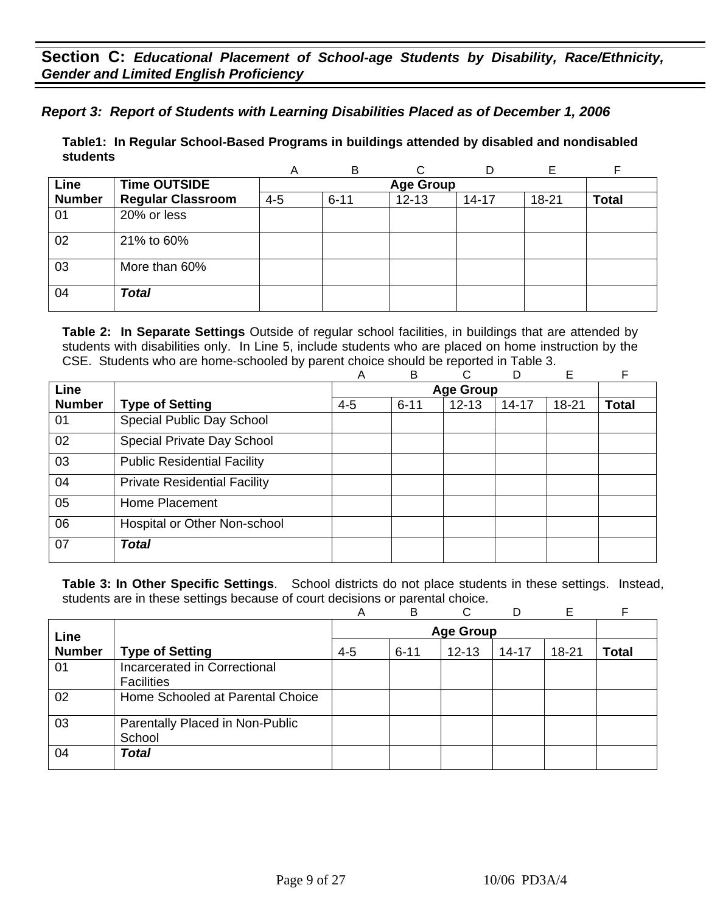## Section C: *Educational Placement of School-age Students by Disability, Race/Ethnicity, Gender and Limited English Proficiency*

### *Report 3: Report of Students with Learning Disabilities Placed as of December 1, 2006*

**Table1: In Regular School-Based Programs in buildings attended by disabled and nondisabled students**

| | | A | B | C | D | E | F |
|---|---|---|---|---|---|---|---|
| **Line Number** | **Time OUTSIDE Regular Classroom** | **Age Group** | | | | | |
| | | 4-5 | 6-11 | 12-13 | 14-17 | 18-21 | **Total** |
| 01 | 20% or less | | | | | | |
| 02 | 21% to 60% | | | | | | |
| 03 | More than 60% | | | | | | |
| 04 | ***Total*** | | | | | | |

**Table 2: In Separate Settings** Outside of regular school facilities, in buildings that are attended by students with disabilities only. In Line 5, include students who are placed on home instruction by the CSE. Students who are home-schooled by parent choice should be reported in Table 3.

| | | A | B | C | D | E | F |
|---|---|---|---|---|---|---|---|
| **Line Number** | **Type of Setting** | **Age Group** | | | | | |
| | | 4-5 | 6-11 | 12-13 | 14-17 | 18-21 | **Total** |
| 01 | Special Public Day School | | | | | | |
| 02 | Special Private Day School | | | | | | |
| 03 | Public Residential Facility | | | | | | |
| 04 | Private Residential Facility | | | | | | |
| 05 | Home Placement | | | | | | |
| 06 | Hospital or Other Non-school | | | | | | |
| 07 | ***Total*** | | | | | | |

**Table 3: In Other Specific Settings**. School districts do not place students in these settings. Instead, students are in these settings because of court decisions or parental choice.

| | | A | B | C | D | E | F |
|---|---|---|---|---|---|---|---|
| **Line Number** | **Type of Setting** | **Age Group** | | | | | |
| | | 4-5 | 6-11 | 12-13 | 14-17 | 18-21 | **Total** |
| 01 | Incarcerated in Correctional Facilities | | | | | | |
| 02 | Home Schooled at Parental Choice | | | | | | |
| 03 | Parentally Placed in Non-Public School | | | | | | |
| 04 | ***Total*** | | | | | | |

10/06 PD3A/4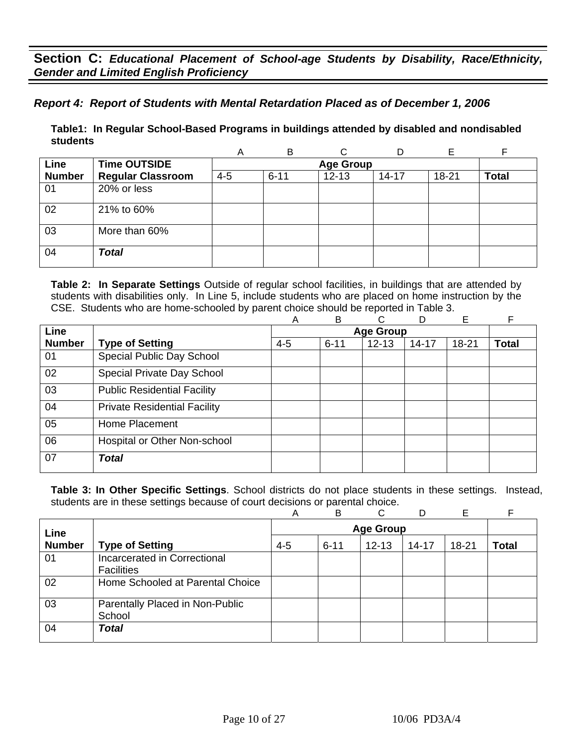## Section C: *Educational Placement of School-age Students by Disability, Race/Ethnicity, Gender and Limited English Proficiency*

### *Report 4: Report of Students with Mental Retardation Placed as of December 1, 2006*

**Table1: In Regular School-Based Programs in buildings attended by disabled and nondisabled students**

| | | A | B | C | D | E | F |
|---|---|---|---|---|---|---|---|
| **Line Number** | **Time OUTSIDE Regular Classroom** | **Age Group** | | | | | |
| | | 4-5 | 6-11 | 12-13 | 14-17 | 18-21 | **Total** |
| 01 | 20% or less | | | | | | |
| 02 | 21% to 60% | | | | | | |
| 03 | More than 60% | | | | | | |
| 04 | ***Total*** | | | | | | |

**Table 2: In Separate Settings** Outside of regular school facilities, in buildings that are attended by students with disabilities only. In Line 5, include students who are placed on home instruction by the CSE. Students who are home-schooled by parent choice should be reported in Table 3.

| | | A | B | C | D | E | F |
|---|---|---|---|---|---|---|---|
| **Line Number** | **Type of Setting** | **Age Group** | | | | | |
| | | 4-5 | 6-11 | 12-13 | 14-17 | 18-21 | **Total** |
| 01 | Special Public Day School | | | | | | |
| 02 | Special Private Day School | | | | | | |
| 03 | Public Residential Facility | | | | | | |
| 04 | Private Residential Facility | | | | | | |
| 05 | Home Placement | | | | | | |
| 06 | Hospital or Other Non-school | | | | | | |
| 07 | ***Total*** | | | | | | |

**Table 3: In Other Specific Settings**. School districts do not place students in these settings. Instead, students are in these settings because of court decisions or parental choice.

| | | A | B | C | D | E | F |
|---|---|---|---|---|---|---|---|
| **Line Number** | **Type of Setting** | **Age Group** | | | | | |
| | | 4-5 | 6-11 | 12-13 | 14-17 | 18-21 | **Total** |
| 01 | Incarcerated in Correctional Facilities | | | | | | |
| 02 | Home Schooled at Parental Choice | | | | | | |
| 03 | Parentally Placed in Non-Public School | | | | | | |
| 04 | ***Total*** | | | | | | |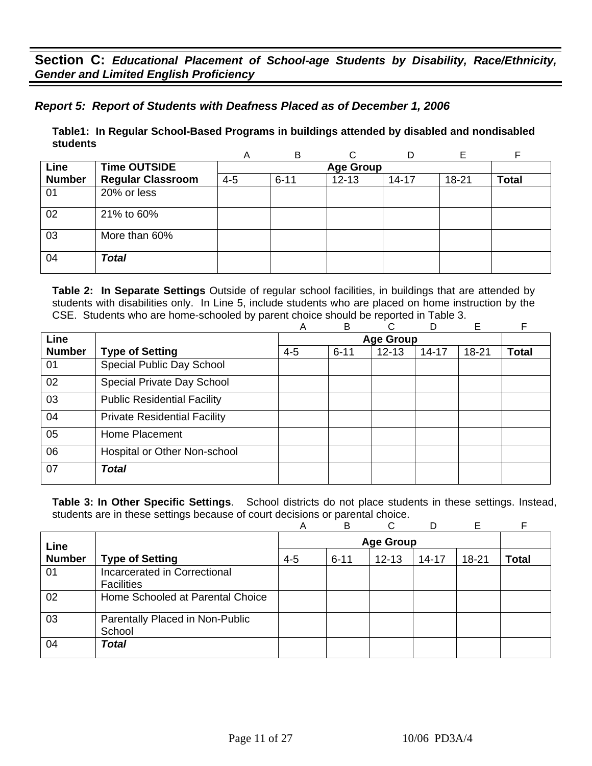## Section C: *Educational Placement of School-age Students by Disability, Race/Ethnicity, Gender and Limited English Proficiency*

### *Report 5: Report of Students with Deafness Placed as of December 1, 2006*

**Table1: In Regular School-Based Programs in buildings attended by disabled and nondisabled students**

| | | A | B | C | D | E | F |
|---|---|---|---|---|---|---|---|
| **Line** | **Time OUTSIDE** | **Age Group** | | | | | |
| **Number** | **Regular Classroom** | 4-5 | 6-11 | 12-13 | 14-17 | 18-21 | **Total** |
| 01 | 20% or less | | | | | | |
| 02 | 21% to 60% | | | | | | |
| 03 | More than 60% | | | | | | |
| 04 | ***Total*** | | | | | | |

**Table 2: In Separate Settings** Outside of regular school facilities, in buildings that are attended by students with disabilities only. In Line 5, include students who are placed on home instruction by the CSE. Students who are home-schooled by parent choice should be reported in Table 3.

| | | A | B | C | D | E | F |
|---|---|---|---|---|---|---|---|
| **Line** | | **Age Group** | | | | | |
| **Number** | **Type of Setting** | 4-5 | 6-11 | 12-13 | 14-17 | 18-21 | **Total** |
| 01 | Special Public Day School | | | | | | |
| 02 | Special Private Day School | | | | | | |
| 03 | Public Residential Facility | | | | | | |
| 04 | Private Residential Facility | | | | | | |
| 05 | Home Placement | | | | | | |
| 06 | Hospital or Other Non-school | | | | | | |
| 07 | ***Total*** | | | | | | |

**Table 3: In Other Specific Settings**. School districts do not place students in these settings. Instead, students are in these settings because of court decisions or parental choice.

| | | A | B | C | D | E | F |
|---|---|---|---|---|---|---|---|
| **Line** | | **Age Group** | | | | | |
| **Number** | **Type of Setting** | 4-5 | 6-11 | 12-13 | 14-17 | 18-21 | **Total** |
| 01 | Incarcerated in Correctional Facilities | | | | | | |
| 02 | Home Schooled at Parental Choice | | | | | | |
| 03 | Parentally Placed in Non-Public School | | | | | | |
| 04 | ***Total*** | | | | | | |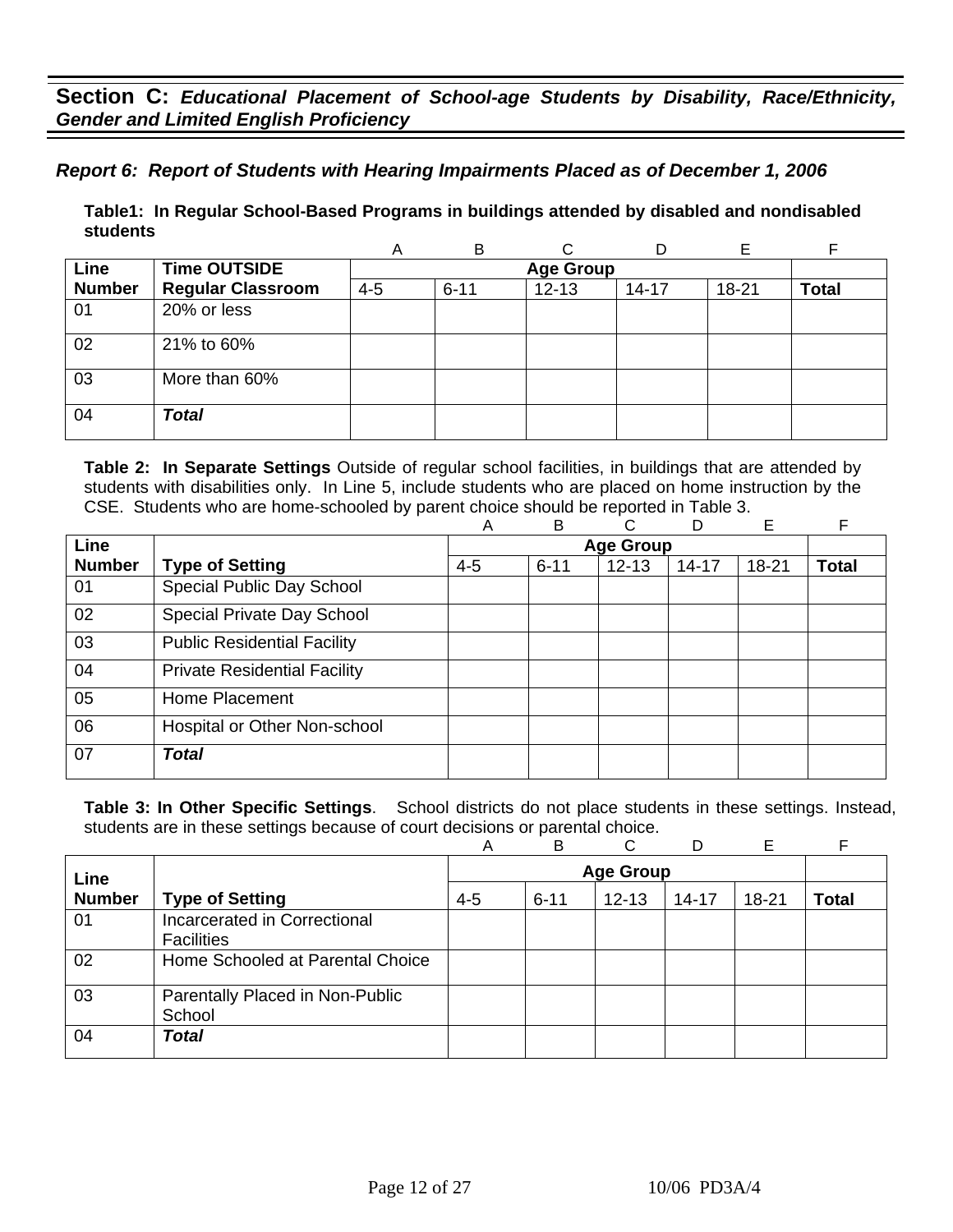## Section C: *Educational Placement of School-age Students by Disability, Race/Ethnicity, Gender and Limited English Proficiency*

### *Report 6: Report of Students with Hearing Impairments Placed as of December 1, 2006*

**Table1: In Regular School-Based Programs in buildings attended by disabled and nondisabled students**

| | | A | B | C | D | E | F |
|---|---|---|---|---|---|---|---|
| **Line Number** | **Time OUTSIDE Regular Classroom** | **Age Group** | | | | | |
| | | 4-5 | 6-11 | 12-13 | 14-17 | 18-21 | **Total** |
| 01 | 20% or less | | | | | | |
| 02 | 21% to 60% | | | | | | |
| 03 | More than 60% | | | | | | |
| 04 | ***Total*** | | | | | | |

**Table 2: In Separate Settings** Outside of regular school facilities, in buildings that are attended by students with disabilities only. In Line 5, include students who are placed on home instruction by the CSE. Students who are home-schooled by parent choice should be reported in Table 3.

| | | A | B | C | D | E | F |
|---|---|---|---|---|---|---|---|
| **Line Number** | **Type of Setting** | **Age Group** | | | | | |
| | | 4-5 | 6-11 | 12-13 | 14-17 | 18-21 | **Total** |
| 01 | Special Public Day School | | | | | | |
| 02 | Special Private Day School | | | | | | |
| 03 | Public Residential Facility | | | | | | |
| 04 | Private Residential Facility | | | | | | |
| 05 | Home Placement | | | | | | |
| 06 | Hospital or Other Non-school | | | | | | |
| 07 | ***Total*** | | | | | | |

**Table 3: In Other Specific Settings**. School districts do not place students in these settings. Instead, students are in these settings because of court decisions or parental choice.

| | | A | B | C | D | E | F |
|---|---|---|---|---|---|---|---|
| **Line Number** | **Type of Setting** | **Age Group** | | | | | |
| | | 4-5 | 6-11 | 12-13 | 14-17 | 18-21 | **Total** |
| 01 | Incarcerated in Correctional Facilities | | | | | | |
| 02 | Home Schooled at Parental Choice | | | | | | |
| 03 | Parentally Placed in Non-Public School | | | | | | |
| 04 | ***Total*** | | | | | | |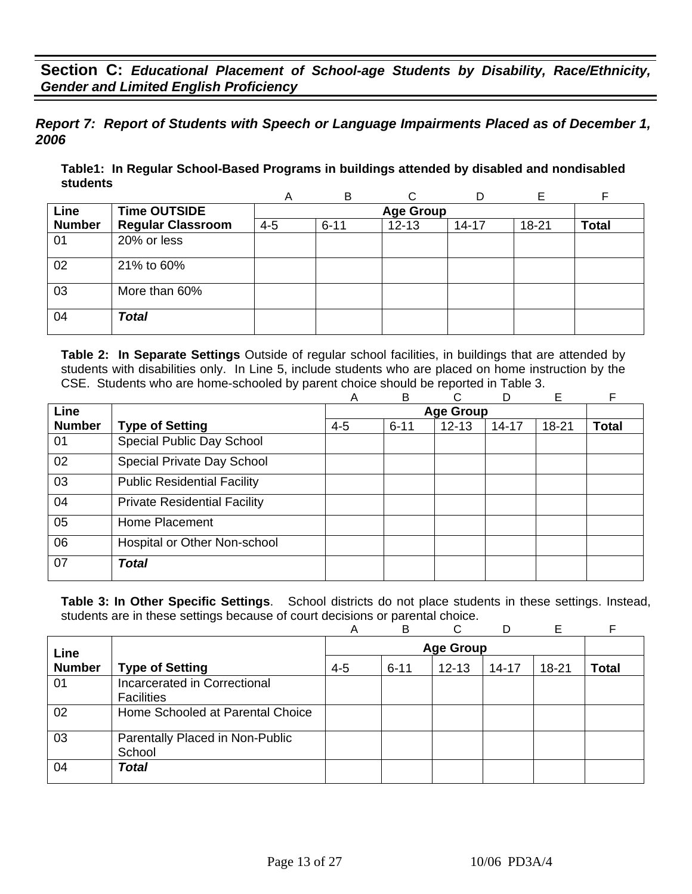## Section C: *Educational Placement of School-age Students by Disability, Race/Ethnicity, Gender and Limited English Proficiency*

### *Report 7: Report of Students with Speech or Language Impairments Placed as of December 1, 2006*

**Table1: In Regular School-Based Programs in buildings attended by disabled and nondisabled students**

| | | A | B | C | D | E | F |
|---|---|---|---|---|---|---|---|
| **Line Number** | **Time OUTSIDE Regular Classroom** | **Age Group** | | | | | |
| | | 4-5 | 6-11 | 12-13 | 14-17 | 18-21 | **Total** |
| 01 | 20% or less | | | | | | |
| 02 | 21% to 60% | | | | | | |
| 03 | More than 60% | | | | | | |
| 04 | ***Total*** | | | | | | |

**Table 2: In Separate Settings** Outside of regular school facilities, in buildings that are attended by students with disabilities only. In Line 5, include students who are placed on home instruction by the CSE. Students who are home-schooled by parent choice should be reported in Table 3.

| | | A | B | C | D | E | F |
|---|---|---|---|---|---|---|---|
| **Line Number** | **Type of Setting** | **Age Group** | | | | | |
| | | 4-5 | 6-11 | 12-13 | 14-17 | 18-21 | **Total** |
| 01 | Special Public Day School | | | | | | |
| 02 | Special Private Day School | | | | | | |
| 03 | Public Residential Facility | | | | | | |
| 04 | Private Residential Facility | | | | | | |
| 05 | Home Placement | | | | | | |
| 06 | Hospital or Other Non-school | | | | | | |
| 07 | ***Total*** | | | | | | |

**Table 3: In Other Specific Settings**. School districts do not place students in these settings. Instead, students are in these settings because of court decisions or parental choice.

| | | A | B | C | D | E | F |
|---|---|---|---|---|---|---|---|
| **Line Number** | **Type of Setting** | **Age Group** | | | | | |
| | | 4-5 | 6-11 | 12-13 | 14-17 | 18-21 | **Total** |
| 01 | Incarcerated in Correctional Facilities | | | | | | |
| 02 | Home Schooled at Parental Choice | | | | | | |
| 03 | Parentally Placed in Non-Public School | | | | | | |
| 04 | ***Total*** | | | | | | |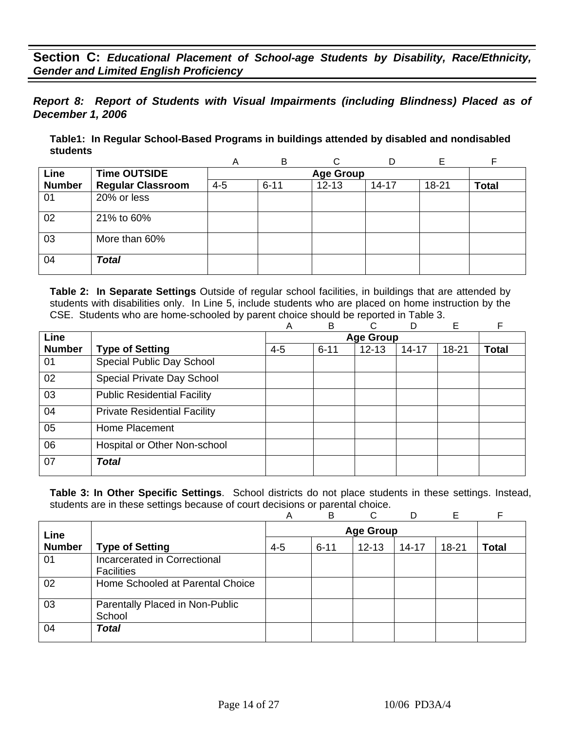## Section C: *Educational Placement of School-age Students by Disability, Race/Ethnicity, Gender and Limited English Proficiency*

***Report 8: Report of Students with Visual Impairments (including Blindness) Placed as of December 1, 2006***

**Table1: In Regular School-Based Programs in buildings attended by disabled and nondisabled students**

| | | A | B | C | D | E | F |
|---|---|---|---|---|---|---|---|
| **Line** | **Time OUTSIDE** | **Age Group** | | | | | |
| **Number** | **Regular Classroom** | 4-5 | 6-11 | 12-13 | 14-17 | 18-21 | **Total** |
| 01 | 20% or less | | | | | | |
| 02 | 21% to 60% | | | | | | |
| 03 | More than 60% | | | | | | |
| 04 | ***Total*** | | | | | | |

**Table 2: In Separate Settings** Outside of regular school facilities, in buildings that are attended by students with disabilities only. In Line 5, include students who are placed on home instruction by the CSE. Students who are home-schooled by parent choice should be reported in Table 3.

| | | A | B | C | D | E | F |
|---|---|---|---|---|---|---|---|
| **Line** | | **Age Group** | | | | | |
| **Number** | **Type of Setting** | 4-5 | 6-11 | 12-13 | 14-17 | 18-21 | **Total** |
| 01 | Special Public Day School | | | | | | |
| 02 | Special Private Day School | | | | | | |
| 03 | Public Residential Facility | | | | | | |
| 04 | Private Residential Facility | | | | | | |
| 05 | Home Placement | | | | | | |
| 06 | Hospital or Other Non-school | | | | | | |
| 07 | ***Total*** | | | | | | |

**Table 3: In Other Specific Settings**. School districts do not place students in these settings. Instead, students are in these settings because of court decisions or parental choice.

| | | A | B | C | D | E | F |
|---|---|---|---|---|---|---|---|
| **Line** | | **Age Group** | | | | | |
| **Number** | **Type of Setting** | 4-5 | 6-11 | 12-13 | 14-17 | 18-21 | **Total** |
| 01 | Incarcerated in Correctional Facilities | | | | | | |
| 02 | Home Schooled at Parental Choice | | | | | | |
| 03 | Parentally Placed in Non-Public School | | | | | | |
| 04 | ***Total*** | | | | | | |

10/06 PD3A/4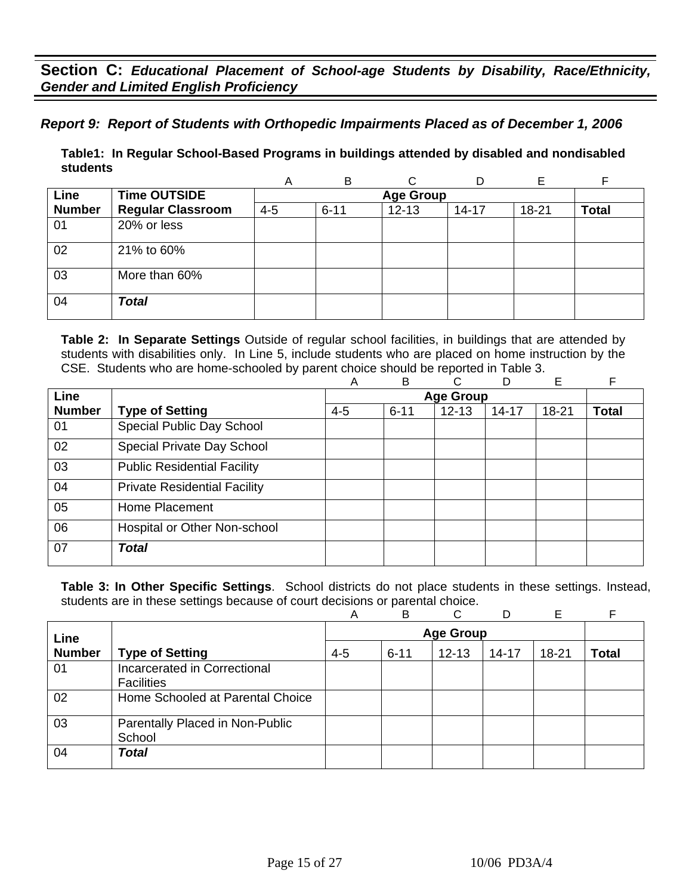## **Section C:** *Educational Placement of School-age Students by Disability, Race/Ethnicity, Gender and Limited English Proficiency*

### *Report 9: Report of Students with Orthopedic Impairments Placed as of December 1, 2006*

**Table1: In Regular School-Based Programs in buildings attended by disabled and nondisabled students**

| | | A | B | C | D | E | F |
|---|---|---|---|---|---|---|---|
| **Line Number** | **Time OUTSIDE Regular Classroom** | **Age Group** 4-5 | 6-11 | 12-13 | 14-17 | 18-21 | **Total** |
| 01 | 20% or less | | | | | | |
| 02 | 21% to 60% | | | | | | |
| 03 | More than 60% | | | | | | |
| 04 | ***Total*** | | | | | | |

**Table 2: In Separate Settings** Outside of regular school facilities, in buildings that are attended by students with disabilities only. In Line 5, include students who are placed on home instruction by the CSE. Students who are home-schooled by parent choice should be reported in Table 3.

| | | A | B | C | D | E | F |
|---|---|---|---|---|---|---|---|
| **Line Number** | **Type of Setting** | **Age Group** 4-5 | 6-11 | 12-13 | 14-17 | 18-21 | **Total** |
| 01 | Special Public Day School | | | | | | |
| 02 | Special Private Day School | | | | | | |
| 03 | Public Residential Facility | | | | | | |
| 04 | Private Residential Facility | | | | | | |
| 05 | Home Placement | | | | | | |
| 06 | Hospital or Other Non-school | | | | | | |
| 07 | ***Total*** | | | | | | |

**Table 3: In Other Specific Settings**. School districts do not place students in these settings. Instead, students are in these settings because of court decisions or parental choice.

| | | A | B | C | D | E | F |
|---|---|---|---|---|---|---|---|
| **Line Number** | **Type of Setting** | **Age Group** 4-5 | 6-11 | 12-13 | 14-17 | 18-21 | **Total** |
| 01 | Incarcerated in Correctional Facilities | | | | | | |
| 02 | Home Schooled at Parental Choice | | | | | | |
| 03 | Parentally Placed in Non-Public School | | | | | | |
| 04 | ***Total*** | | | | | | |

10/06 PD3A/4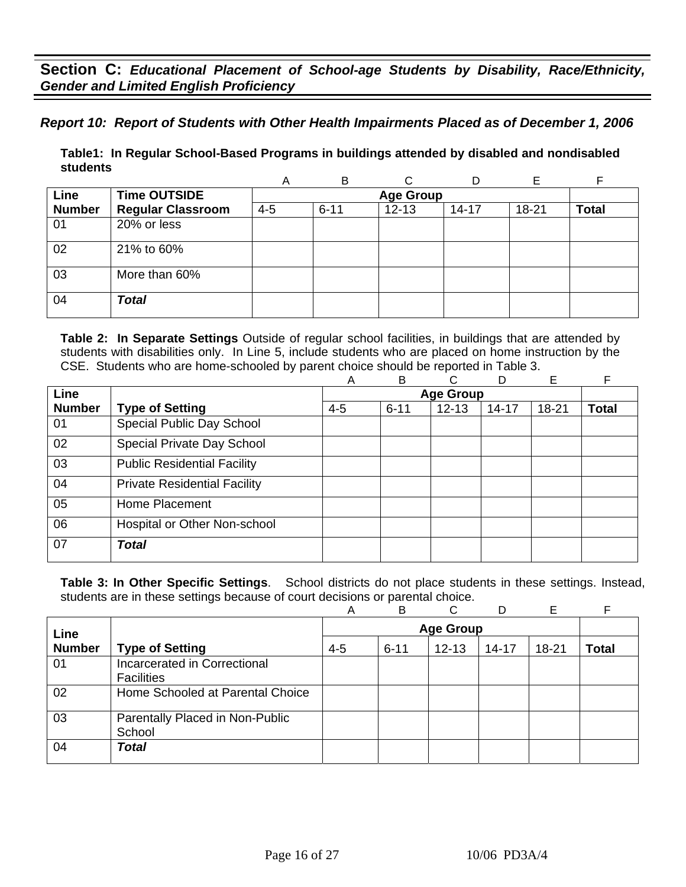## Section C: *Educational Placement of School-age Students by Disability, Race/Ethnicity, Gender and Limited English Proficiency*

### *Report 10: Report of Students with Other Health Impairments Placed as of December 1, 2006*

**Table1: In Regular School-Based Programs in buildings attended by disabled and nondisabled students**

| Line Number | Time OUTSIDE Regular Classroom | A<br>Age Group<br>4-5 | B<br><br>6-11 | C<br><br>12-13 | D<br><br>14-17 | E<br><br>18-21 | F<br><br>Total |
|---|---|---|---|---|---|---|---|
| 01 | 20% or less | | | | | | |
| 02 | 21% to 60% | | | | | | |
| 03 | More than 60% | | | | | | |
| 04 | ***Total*** | | | | | | |

**Table 2: In Separate Settings** Outside of regular school facilities, in buildings that are attended by students with disabilities only. In Line 5, include students who are placed on home instruction by the CSE. Students who are home-schooled by parent choice should be reported in Table 3.

| Line Number | Type of Setting | A<br>Age Group<br>4-5 | B<br><br>6-11 | C<br><br>12-13 | D<br><br>14-17 | E<br><br>18-21 | F<br><br>Total |
|---|---|---|---|---|---|---|---|
| 01 | Special Public Day School | | | | | | |
| 02 | Special Private Day School | | | | | | |
| 03 | Public Residential Facility | | | | | | |
| 04 | Private Residential Facility | | | | | | |
| 05 | Home Placement | | | | | | |
| 06 | Hospital or Other Non-school | | | | | | |
| 07 | ***Total*** | | | | | | |

**Table 3: In Other Specific Settings**. School districts do not place students in these settings. Instead, students are in these settings because of court decisions or parental choice.

| Line Number | Type of Setting | A<br>Age Group<br>4-5 | B<br><br>6-11 | C<br><br>12-13 | D<br><br>14-17 | E<br><br>18-21 | F<br><br>Total |
|---|---|---|---|---|---|---|---|
| 01 | Incarcerated in Correctional Facilities | | | | | | |
| 02 | Home Schooled at Parental Choice | | | | | | |
| 03 | Parentally Placed in Non-Public School | | | | | | |
| 04 | ***Total*** | | | | | | |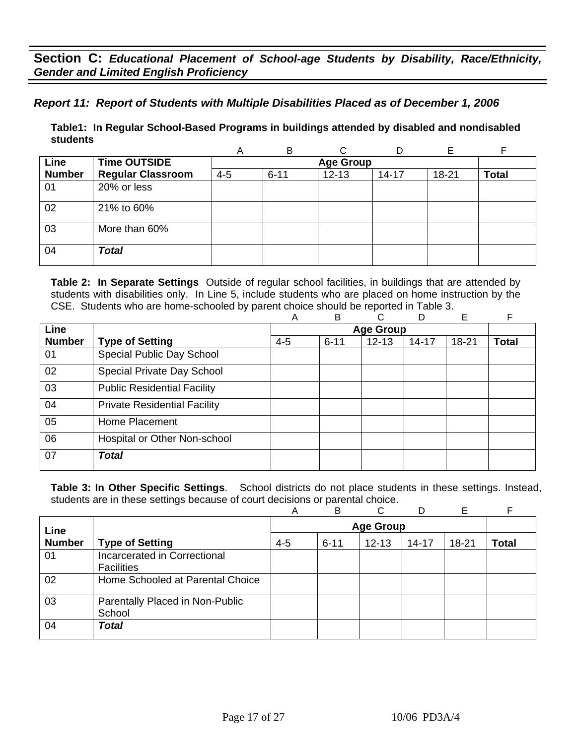## Section C: *Educational Placement of School-age Students by Disability, Race/Ethnicity, Gender and Limited English Proficiency*

### *Report 11: Report of Students with Multiple Disabilities Placed as of December 1, 2006*

**Table1: In Regular School-Based Programs in buildings attended by disabled and nondisabled students**

| | | A | B | C | D | E | F |
|---|---|---|---|---|---|---|---|
| **Line** | **Time OUTSIDE** | **Age Group** | | | | | |
| **Number** | **Regular Classroom** | 4-5 | 6-11 | 12-13 | 14-17 | 18-21 | **Total** |
| 01 | 20% or less | | | | | | |
| 02 | 21% to 60% | | | | | | |
| 03 | More than 60% | | | | | | |
| 04 | ***Total*** | | | | | | |

**Table 2: In Separate Settings** Outside of regular school facilities, in buildings that are attended by students with disabilities only. In Line 5, include students who are placed on home instruction by the CSE. Students who are home-schooled by parent choice should be reported in Table 3.

| | | A | B | C | D | E | F |
|---|---|---|---|---|---|---|---|
| **Line** | | **Age Group** | | | | | |
| **Number** | **Type of Setting** | 4-5 | 6-11 | 12-13 | 14-17 | 18-21 | **Total** |
| 01 | Special Public Day School | | | | | | |
| 02 | Special Private Day School | | | | | | |
| 03 | Public Residential Facility | | | | | | |
| 04 | Private Residential Facility | | | | | | |
| 05 | Home Placement | | | | | | |
| 06 | Hospital or Other Non-school | | | | | | |
| 07 | ***Total*** | | | | | | |

**Table 3: In Other Specific Settings**. School districts do not place students in these settings. Instead, students are in these settings because of court decisions or parental choice.

| | | A | B | C | D | E | F |
|---|---|---|---|---|---|---|---|
| **Line** | | **Age Group** | | | | | |
| **Number** | **Type of Setting** | 4-5 | 6-11 | 12-13 | 14-17 | 18-21 | **Total** |
| 01 | Incarcerated in Correctional Facilities | | | | | | |
| 02 | Home Schooled at Parental Choice | | | | | | |
| 03 | Parentally Placed in Non-Public School | | | | | | |
| 04 | ***Total*** | | | | | | |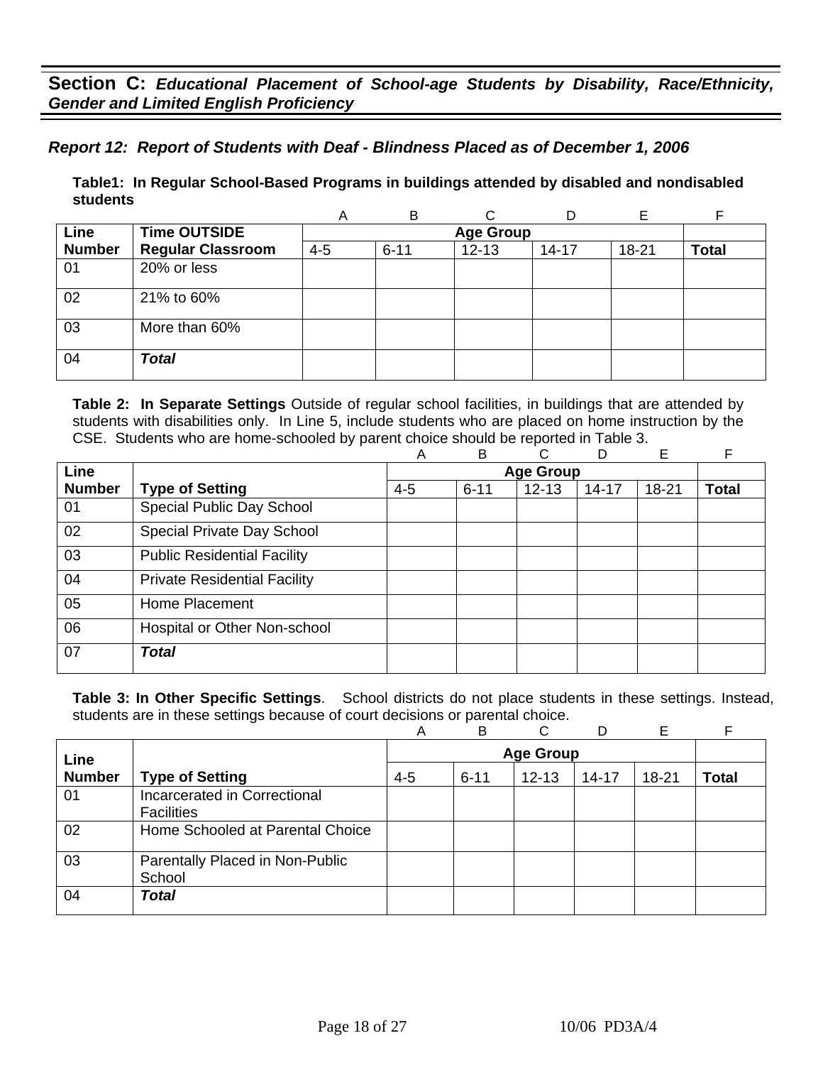## Section C: *Educational Placement of School-age Students by Disability, Race/Ethnicity, Gender and Limited English Proficiency*

### *Report 12: Report of Students with Deaf - Blindness Placed as of December 1, 2006*

**Table1: In Regular School-Based Programs in buildings attended by disabled and nondisabled students**

| | | A | B | C | D | E | F |
|---|---|---|---|---|---|---|---|
| **Line Number** | **Time OUTSIDE Regular Classroom** | **Age Group** | | | | | |
| | | 4-5 | 6-11 | 12-13 | 14-17 | 18-21 | **Total** |
| 01 | 20% or less | | | | | | |
| 02 | 21% to 60% | | | | | | |
| 03 | More than 60% | | | | | | |
| 04 | ***Total*** | | | | | | |

**Table 2: In Separate Settings** Outside of regular school facilities, in buildings that are attended by students with disabilities only. In Line 5, include students who are placed on home instruction by the CSE. Students who are home-schooled by parent choice should be reported in Table 3.

| | | A | B | C | D | E | F |
|---|---|---|---|---|---|---|---|
| **Line Number** | **Type of Setting** | **Age Group** | | | | | |
| | | 4-5 | 6-11 | 12-13 | 14-17 | 18-21 | **Total** |
| 01 | Special Public Day School | | | | | | |
| 02 | Special Private Day School | | | | | | |
| 03 | Public Residential Facility | | | | | | |
| 04 | Private Residential Facility | | | | | | |
| 05 | Home Placement | | | | | | |
| 06 | Hospital or Other Non-school | | | | | | |
| 07 | ***Total*** | | | | | | |

**Table 3: In Other Specific Settings**. School districts do not place students in these settings. Instead, students are in these settings because of court decisions or parental choice.

| | | A | B | C | D | E | F |
|---|---|---|---|---|---|---|---|
| **Line Number** | **Type of Setting** | **Age Group** | | | | | |
| | | 4-5 | 6-11 | 12-13 | 14-17 | 18-21 | **Total** |
| 01 | Incarcerated in Correctional Facilities | | | | | | |
| 02 | Home Schooled at Parental Choice | | | | | | |
| 03 | Parentally Placed in Non-Public School | | | | | | |
| 04 | ***Total*** | | | | | | |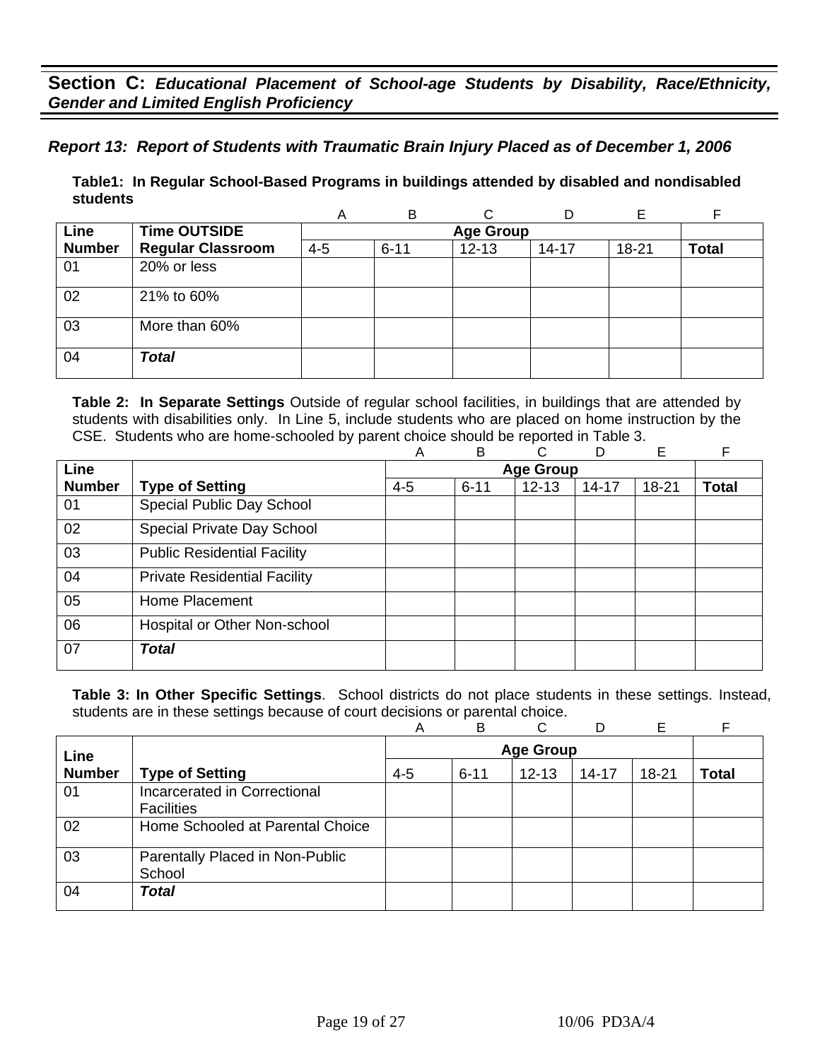## Section C: *Educational Placement of School-age Students by Disability, Race/Ethnicity, Gender and Limited English Proficiency*

### *Report 13: Report of Students with Traumatic Brain Injury Placed as of December 1, 2006*

**Table1: In Regular School-Based Programs in buildings attended by disabled and nondisabled students**

| | | A | B | C | D | E | F |
|---|---|---|---|---|---|---|---|
| **Line Number** | **Time OUTSIDE Regular Classroom** | **Age Group** | | | | | |
| | | 4-5 | 6-11 | 12-13 | 14-17 | 18-21 | **Total** |
| 01 | 20% or less | | | | | | |
| 02 | 21% to 60% | | | | | | |
| 03 | More than 60% | | | | | | |
| 04 | ***Total*** | | | | | | |

**Table 2: In Separate Settings** Outside of regular school facilities, in buildings that are attended by students with disabilities only. In Line 5, include students who are placed on home instruction by the CSE. Students who are home-schooled by parent choice should be reported in Table 3.

| | | A | B | C | D | E | F |
|---|---|---|---|---|---|---|---|
| **Line Number** | **Type of Setting** | **Age Group** | | | | | |
| | | 4-5 | 6-11 | 12-13 | 14-17 | 18-21 | **Total** |
| 01 | Special Public Day School | | | | | | |
| 02 | Special Private Day School | | | | | | |
| 03 | Public Residential Facility | | | | | | |
| 04 | Private Residential Facility | | | | | | |
| 05 | Home Placement | | | | | | |
| 06 | Hospital or Other Non-school | | | | | | |
| 07 | ***Total*** | | | | | | |

**Table 3: In Other Specific Settings**. School districts do not place students in these settings. Instead, students are in these settings because of court decisions or parental choice.

| | | A | B | C | D | E | F |
|---|---|---|---|---|---|---|---|
| **Line Number** | **Type of Setting** | **Age Group** | | | | | |
| | | 4-5 | 6-11 | 12-13 | 14-17 | 18-21 | **Total** |
| 01 | Incarcerated in Correctional Facilities | | | | | | |
| 02 | Home Schooled at Parental Choice | | | | | | |
| 03 | Parentally Placed in Non-Public School | | | | | | |
| 04 | ***Total*** | | | | | | |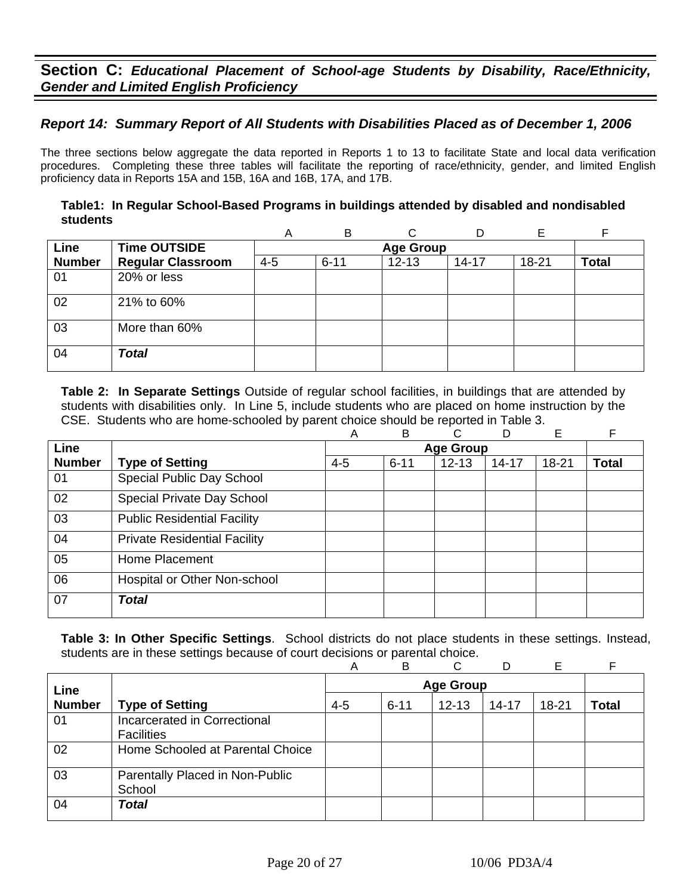## Section C: *Educational Placement of School-age Students by Disability, Race/Ethnicity, Gender and Limited English Proficiency*

### *Report 14: Summary Report of All Students with Disabilities Placed as of December 1, 2006*

The three sections below aggregate the data reported in Reports 1 to 13 to facilitate State and local data verification procedures. Completing these three tables will facilitate the reporting of race/ethnicity, gender, and limited English proficiency data in Reports 15A and 15B, 16A and 16B, 17A, and 17B.

**Table1: In Regular School-Based Programs in buildings attended by disabled and nondisabled students**

| | | A | B | C | D | E | F |
|---|---|---|---|---|---|---|---|
| **Line** | **Time OUTSIDE** | **Age Group** | | | | | |
| **Number** | **Regular Classroom** | 4-5 | 6-11 | 12-13 | 14-17 | 18-21 | **Total** |
| 01 | 20% or less | | | | | | |
| 02 | 21% to 60% | | | | | | |
| 03 | More than 60% | | | | | | |
| 04 | ***Total*** | | | | | | |

**Table 2: In Separate Settings** Outside of regular school facilities, in buildings that are attended by students with disabilities only. In Line 5, include students who are placed on home instruction by the CSE. Students who are home-schooled by parent choice should be reported in Table 3.

| | | A | B | C | D | E | F |
|---|---|---|---|---|---|---|---|
| **Line** | | **Age Group** | | | | | |
| **Number** | **Type of Setting** | 4-5 | 6-11 | 12-13 | 14-17 | 18-21 | **Total** |
| 01 | Special Public Day School | | | | | | |
| 02 | Special Private Day School | | | | | | |
| 03 | Public Residential Facility | | | | | | |
| 04 | Private Residential Facility | | | | | | |
| 05 | Home Placement | | | | | | |
| 06 | Hospital or Other Non-school | | | | | | |
| 07 | ***Total*** | | | | | | |

**Table 3: In Other Specific Settings**. School districts do not place students in these settings. Instead, students are in these settings because of court decisions or parental choice.

| | | A | B | C | D | E | F |
|---|---|---|---|---|---|---|---|
| **Line** | | **Age Group** | | | | | |
| **Number** | **Type of Setting** | 4-5 | 6-11 | 12-13 | 14-17 | 18-21 | **Total** |
| 01 | Incarcerated in Correctional Facilities | | | | | | |
| 02 | Home Schooled at Parental Choice | | | | | | |
| 03 | Parentally Placed in Non-Public School | | | | | | |
| 04 | ***Total*** | | | | | | |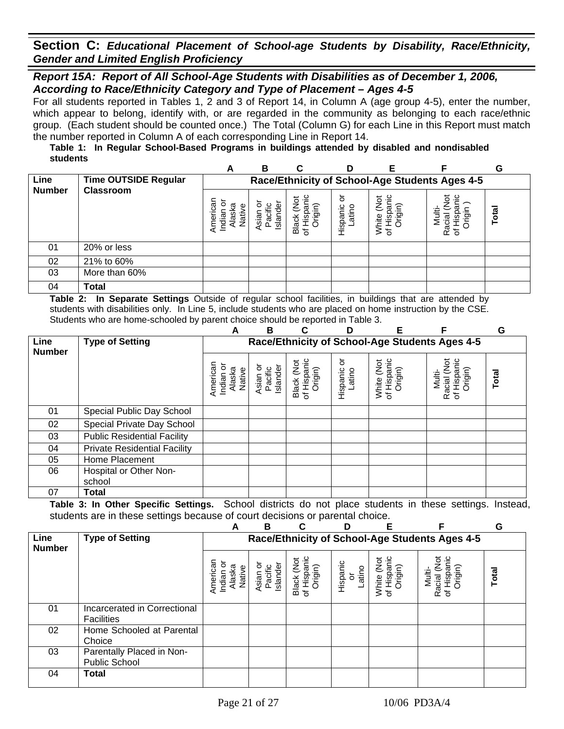## Section C: *Educational Placement of School-age Students by Disability, Race/Ethnicity, Gender and Limited English Proficiency*

### *Report 15A: Report of All School-Age Students with Disabilities as of December 1, 2006, According to Race/Ethnicity Category and Type of Placement – Ages 4-5*

For all students reported in Tables 1, 2 and 3 of Report 14, in Column A (age group 4-5), enter the number, which appear to belong, identify with, or are regarded in the community as belonging to each race/ethnic group. (Each student should be counted once.) The Total (Column G) for each Line in this Report must match the number reported in Column A of each corresponding Line in Report 14.

**Table 1: In Regular School-Based Programs in buildings attended by disabled and nondisabled students**

| Line Number | Time OUTSIDE Regular Classroom | A | B | C | D | E | F | G |
|---|---|---|---|---|---|---|---|---|
| | | Race/Ethnicity of School-Age Students Ages 4-5 | | | | | | |
| | | American Indian or Alaska Native | Asian or Pacific Islander | Black (Not of Hispanic Origin) | Hispanic or Latino | White (Not of Hispanic Origin) | Multi-Racial (Not of Hispanic Origin ) | Total |
| 01 | 20% or less | | | | | | | |
| 02 | 21% to 60% | | | | | | | |
| 03 | More than 60% | | | | | | | |
| 04 | **Total** | | | | | | | |

**Table 2: In Separate Settings** Outside of regular school facilities, in buildings that are attended by students with disabilities only. In Line 5, include students who are placed on home instruction by the CSE. Students who are home-schooled by parent choice should be reported in Table 3.

| Line Number | Type of Setting | A | B | C | D | E | F | G |
|---|---|---|---|---|---|---|---|---|
| | | Race/Ethnicity of School-Age Students Ages 4-5 | | | | | | |
| | | American Indian or Alaska Native | Asian or Pacific Islander | Black (Not of Hispanic Origin) | Hispanic or Latino | White (Not of Hispanic Origin) | Multi-Racial (Not of Hispanic Origin) | Total |
| 01 | Special Public Day School | | | | | | | |
| 02 | Special Private Day School | | | | | | | |
| 03 | Public Residential Facility | | | | | | | |
| 04 | Private Residential Facility | | | | | | | |
| 05 | Home Placement | | | | | | | |
| 06 | Hospital or Other Non-school | | | | | | | |
| 07 | **Total** | | | | | | | |

**Table 3: In Other Specific Settings.** School districts do not place students in these settings. Instead, students are in these settings because of court decisions or parental choice.

| Line Number | Type of Setting | A | B | C | D | E | F | G |
|---|---|---|---|---|---|---|---|---|
| | | Race/Ethnicity of School-Age Students Ages 4-5 | | | | | | |
| | | American Indian or Alaska Native | Asian or Pacific Islander | Black (Not of Hispanic Origin) | Hispanic or Latino | White (Not of Hispanic Origin) | Multi-Racial (Not of Hispanic Origin) | Total |
| 01 | Incarcerated in Correctional Facilities | | | | | | | |
| 02 | Home Schooled at Parental Choice | | | | | | | |
| 03 | Parentally Placed in Non-Public School | | | | | | | |
| 04 | **Total** | | | | | | | |

10/06 PD3A/4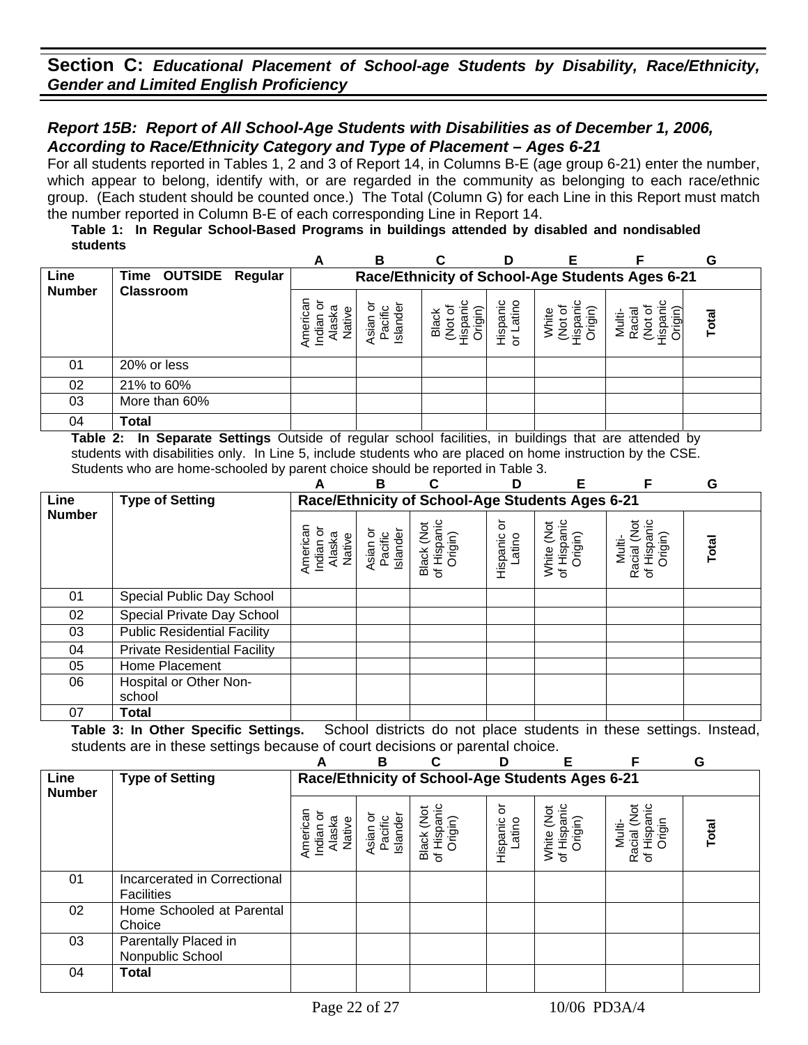## Section C: *Educational Placement of School-age Students by Disability, Race/Ethnicity, Gender and Limited English Proficiency*

### *Report 15B: Report of All School-Age Students with Disabilities as of December 1, 2006, According to Race/Ethnicity Category and Type of Placement – Ages 6-21*

For all students reported in Tables 1, 2 and 3 of Report 14, in Columns B-E (age group 6-21) enter the number, which appear to belong, identify with, or are regarded in the community as belonging to each race/ethnic group. (Each student should be counted once.) The Total (Column G) for each Line in this Report must match the number reported in Column B-E of each corresponding Line in Report 14.

**Table 1: In Regular School-Based Programs in buildings attended by disabled and nondisabled students**

| | | A | B | C | D | E | F | G |
|---|---|---|---|---|---|---|---|---|
| **Line Number** | **Time OUTSIDE Regular Classroom** | **Race/Ethnicity of School-Age Students Ages 6-21** | | | | | | |
| | | American Indian or Alaska Native | Asian or Pacific Islander | Black (Not of Hispanic Origin) | Hispanic or Latino | White (Not of Hispanic Origin) | Multi-Racial (Not of Hispanic Origin) | **Total** |
| 01 | 20% or less | | | | | | | |
| 02 | 21% to 60% | | | | | | | |
| 03 | More than 60% | | | | | | | |
| 04 | **Total** | | | | | | | |

**Table 2: In Separate Settings** Outside of regular school facilities, in buildings that are attended by students with disabilities only. In Line 5, include students who are placed on home instruction by the CSE. Students who are home-schooled by parent choice should be reported in Table 3.

| | | A | B | C | D | E | F | G |
|---|---|---|---|---|---|---|---|---|
| **Line Number** | **Type of Setting** | **Race/Ethnicity of School-Age Students Ages 6-21** | | | | | | |
| | | American Indian or Alaska Native | Asian or Pacific Islander | Black (Not of Hispanic Origin) | Hispanic or Latino | White (Not of Hispanic Origin) | Multi-Racial (Not of Hispanic Origin) | **Total** |
| 01 | Special Public Day School | | | | | | | |
| 02 | Special Private Day School | | | | | | | |
| 03 | Public Residential Facility | | | | | | | |
| 04 | Private Residential Facility | | | | | | | |
| 05 | Home Placement | | | | | | | |
| 06 | Hospital or Other Non-school | | | | | | | |
| 07 | **Total** | | | | | | | |

**Table 3: In Other Specific Settings.** School districts do not place students in these settings. Instead, students are in these settings because of court decisions or parental choice.

| | | A | B | C | D | E | F | G |
|---|---|---|---|---|---|---|---|---|
| **Line Number** | **Type of Setting** | **Race/Ethnicity of School-Age Students Ages 6-21** | | | | | | |
| | | American Indian or Alaska Native | Asian or Pacific Islander | Black (Not of Hispanic Origin) | Hispanic or Latino | White (Not of Hispanic Origin) | Multi-Racial (Not of Hispanic Origin | **Total** |
| 01 | Incarcerated in Correctional Facilities | | | | | | | |
| 02 | Home Schooled at Parental Choice | | | | | | | |
| 03 | Parentally Placed in Nonpublic School | | | | | | | |
| 04 | **Total** | | | | | | | |

10/06 PD3A/4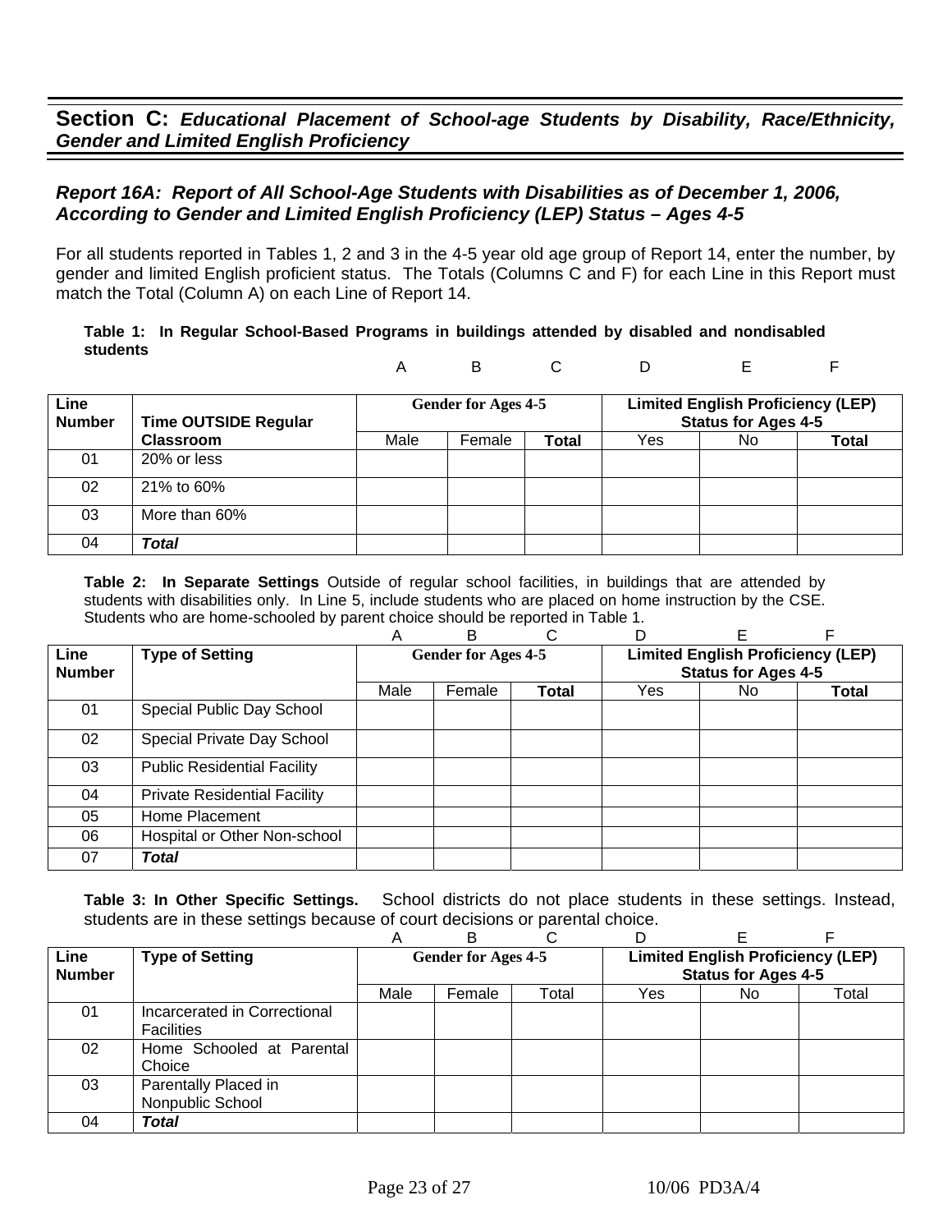## Section C: *Educational Placement of School-age Students by Disability, Race/Ethnicity, Gender and Limited English Proficiency*

### *Report 16A: Report of All School-Age Students with Disabilities as of December 1, 2006, According to Gender and Limited English Proficiency (LEP) Status – Ages 4-5*

For all students reported in Tables 1, 2 and 3 in the 4-5 year old age group of Report 14, enter the number, by gender and limited English proficient status. The Totals (Columns C and F) for each Line in this Report must match the Total (Column A) on each Line of Report 14.

**Table 1: In Regular School-Based Programs in buildings attended by disabled and nondisabled students**

| | | A | B | C | D | E | F |
|---|---|---|---|---|---|---|---|
| **Line Number** | **Time OUTSIDE Regular Classroom** | **Gender for Ages 4-5** | | | **Limited English Proficiency (LEP) Status for Ages 4-5** | | |
| | | Male | Female | **Total** | Yes | No | **Total** |
| 01 | 20% or less | | | | | | |
| 02 | 21% to 60% | | | | | | |
| 03 | More than 60% | | | | | | |
| 04 | ***Total*** | | | | | | |

**Table 2: In Separate Settings** Outside of regular school facilities, in buildings that are attended by students with disabilities only. In Line 5, include students who are placed on home instruction by the CSE. Students who are home-schooled by parent choice should be reported in Table 1.

| | | A | B | C | D | E | F |
|---|---|---|---|---|---|---|---|
| **Line Number** | **Type of Setting** | **Gender for Ages 4-5** | | | **Limited English Proficiency (LEP) Status for Ages 4-5** | | |
| | | Male | Female | **Total** | Yes | No | **Total** |
| 01 | Special Public Day School | | | | | | |
| 02 | Special Private Day School | | | | | | |
| 03 | Public Residential Facility | | | | | | |
| 04 | Private Residential Facility | | | | | | |
| 05 | Home Placement | | | | | | |
| 06 | Hospital or Other Non-school | | | | | | |
| 07 | ***Total*** | | | | | | |

**Table 3: In Other Specific Settings.** School districts do not place students in these settings. Instead, students are in these settings because of court decisions or parental choice.

| | | A | B | C | D | E | F |
|---|---|---|---|---|---|---|---|
| **Line Number** | **Type of Setting** | **Gender for Ages 4-5** | | | **Limited English Proficiency (LEP) Status for Ages 4-5** | | |
| | | Male | Female | Total | Yes | No | Total |
| 01 | Incarcerated in Correctional Facilities | | | | | | |
| 02 | Home Schooled at Parental Choice | | | | | | |
| 03 | Parentally Placed in Nonpublic School | | | | | | |
| 04 | ***Total*** | | | | | | |

10/06 PD3A/4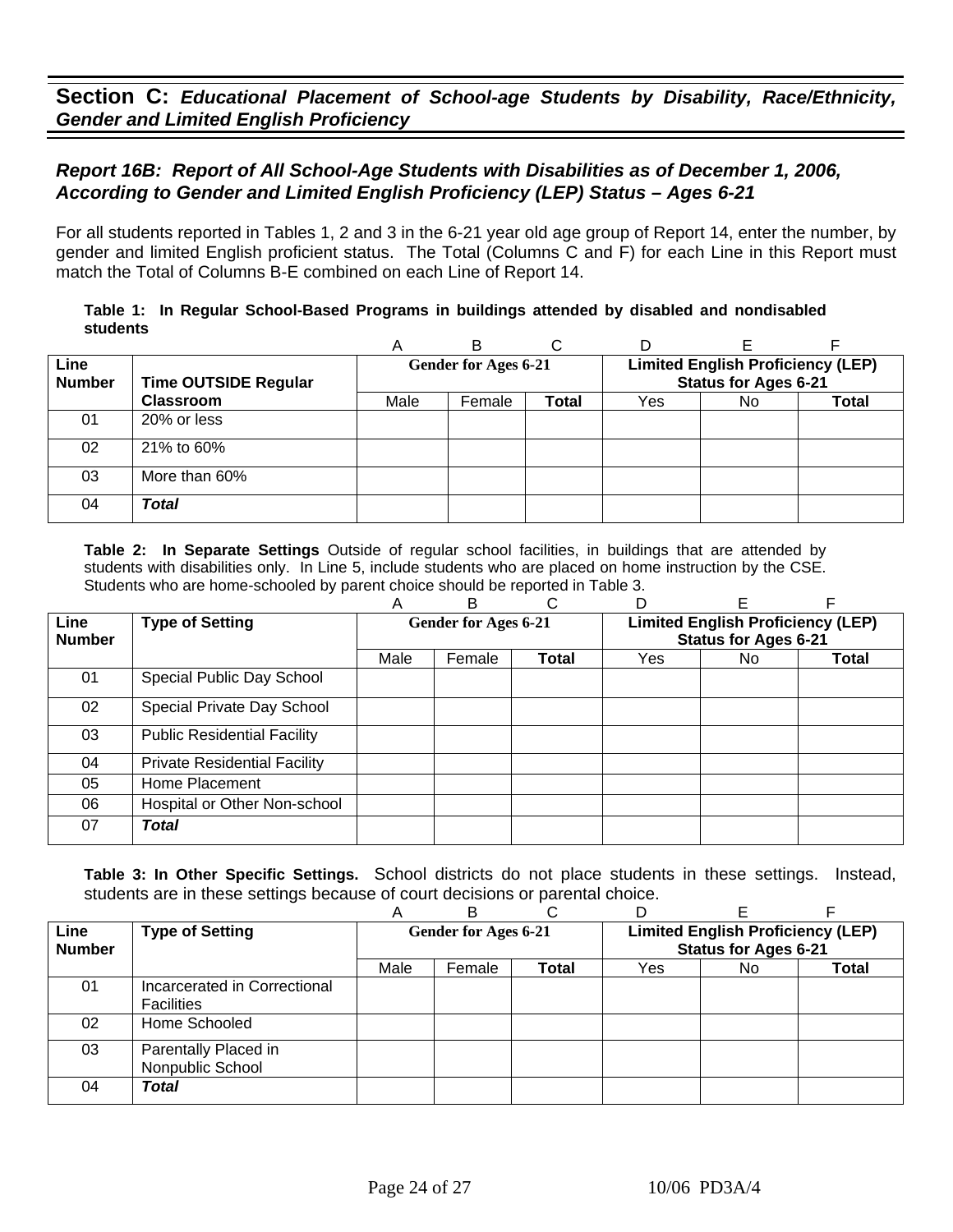## Section C: *Educational Placement of School-age Students by Disability, Race/Ethnicity, Gender and Limited English Proficiency*

### *Report 16B: Report of All School-Age Students with Disabilities as of December 1, 2006, According to Gender and Limited English Proficiency (LEP) Status – Ages 6-21*

For all students reported in Tables 1, 2 and 3 in the 6-21 year old age group of Report 14, enter the number, by gender and limited English proficient status. The Total (Columns C and F) for each Line in this Report must match the Total of Columns B-E combined on each Line of Report 14.

**Table 1: In Regular School-Based Programs in buildings attended by disabled and nondisabled students**

| | | A | B | C | D | E | F |
|---|---|---|---|---|---|---|---|
| **Line Number** | **Time OUTSIDE Regular Classroom** | **Gender for Ages 6-21** | | | **Limited English Proficiency (LEP) Status for Ages 6-21** | | |
| | | Male | Female | **Total** | Yes | No | **Total** |
| 01 | 20% or less | | | | | | |
| 02 | 21% to 60% | | | | | | |
| 03 | More than 60% | | | | | | |
| 04 | ***Total*** | | | | | | |

**Table 2: In Separate Settings** Outside of regular school facilities, in buildings that are attended by students with disabilities only. In Line 5, include students who are placed on home instruction by the CSE. Students who are home-schooled by parent choice should be reported in Table 3.

| | | A | B | C | D | E | F |
|---|---|---|---|---|---|---|---|
| **Line Number** | **Type of Setting** | **Gender for Ages 6-21** | | | **Limited English Proficiency (LEP) Status for Ages 6-21** | | |
| | | Male | Female | **Total** | Yes | No | **Total** |
| 01 | Special Public Day School | | | | | | |
| 02 | Special Private Day School | | | | | | |
| 03 | Public Residential Facility | | | | | | |
| 04 | Private Residential Facility | | | | | | |
| 05 | Home Placement | | | | | | |
| 06 | Hospital or Other Non-school | | | | | | |
| 07 | ***Total*** | | | | | | |

**Table 3: In Other Specific Settings.** School districts do not place students in these settings. Instead, students are in these settings because of court decisions or parental choice.

| | | A | B | C | D | E | F |
|---|---|---|---|---|---|---|---|
| **Line Number** | **Type of Setting** | **Gender for Ages 6-21** | | | **Limited English Proficiency (LEP) Status for Ages 6-21** | | |
| | | Male | Female | **Total** | Yes | No | **Total** |
| 01 | Incarcerated in Correctional Facilities | | | | | | |
| 02 | Home Schooled | | | | | | |
| 03 | Parentally Placed in Nonpublic School | | | | | | |
| 04 | ***Total*** | | | | | | |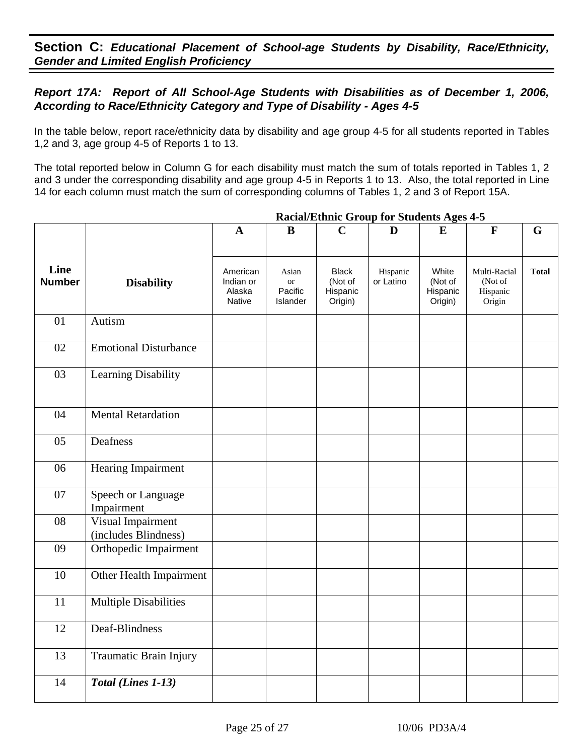## Section C: *Educational Placement of School-age Students by Disability, Race/Ethnicity, Gender and Limited English Proficiency*

### *Report 17A: Report of All School-Age Students with Disabilities as of December 1, 2006, According to Race/Ethnicity Category and Type of Disability - Ages 4-5*

In the table below, report race/ethnicity data by disability and age group 4-5 for all students reported in Tables 1,2 and 3, age group 4-5 of Reports 1 to 13.

The total reported below in Column G for each disability must match the sum of totals reported in Tables 1, 2 and 3 under the corresponding disability and age group 4-5 in Reports 1 to 13. Also, the total reported in Line 14 for each column must match the sum of corresponding columns of Tables 1, 2 and 3 of Report 15A.

**Racial/Ethnic Group for Students Ages 4-5**

| | | A | B | C | D | E | F | G |
|---|---|---|---|---|---|---|---|---|
| **Line Number** | **Disability** | American Indian or Alaska Native | Asian or Pacific Islander | Black (Not of Hispanic Origin) | Hispanic or Latino | White (Not of Hispanic Origin) | Multi-Racial (Not of Hispanic Origin | **Total** |
| 01 | Autism | | | | | | | |
| 02 | Emotional Disturbance | | | | | | | |
| 03 | Learning Disability | | | | | | | |
| 04 | Mental Retardation | | | | | | | |
| 05 | Deafness | | | | | | | |
| 06 | Hearing Impairment | | | | | | | |
| 07 | Speech or Language Impairment | | | | | | | |
| 08 | Visual Impairment (includes Blindness) | | | | | | | |
| 09 | Orthopedic Impairment | | | | | | | |
| 10 | Other Health Impairment | | | | | | | |
| 11 | Multiple Disabilities | | | | | | | |
| 12 | Deaf-Blindness | | | | | | | |
| 13 | Traumatic Brain Injury | | | | | | | |
| 14 | ***Total (Lines 1-13)*** | | | | | | | |

10/06 PD3A/4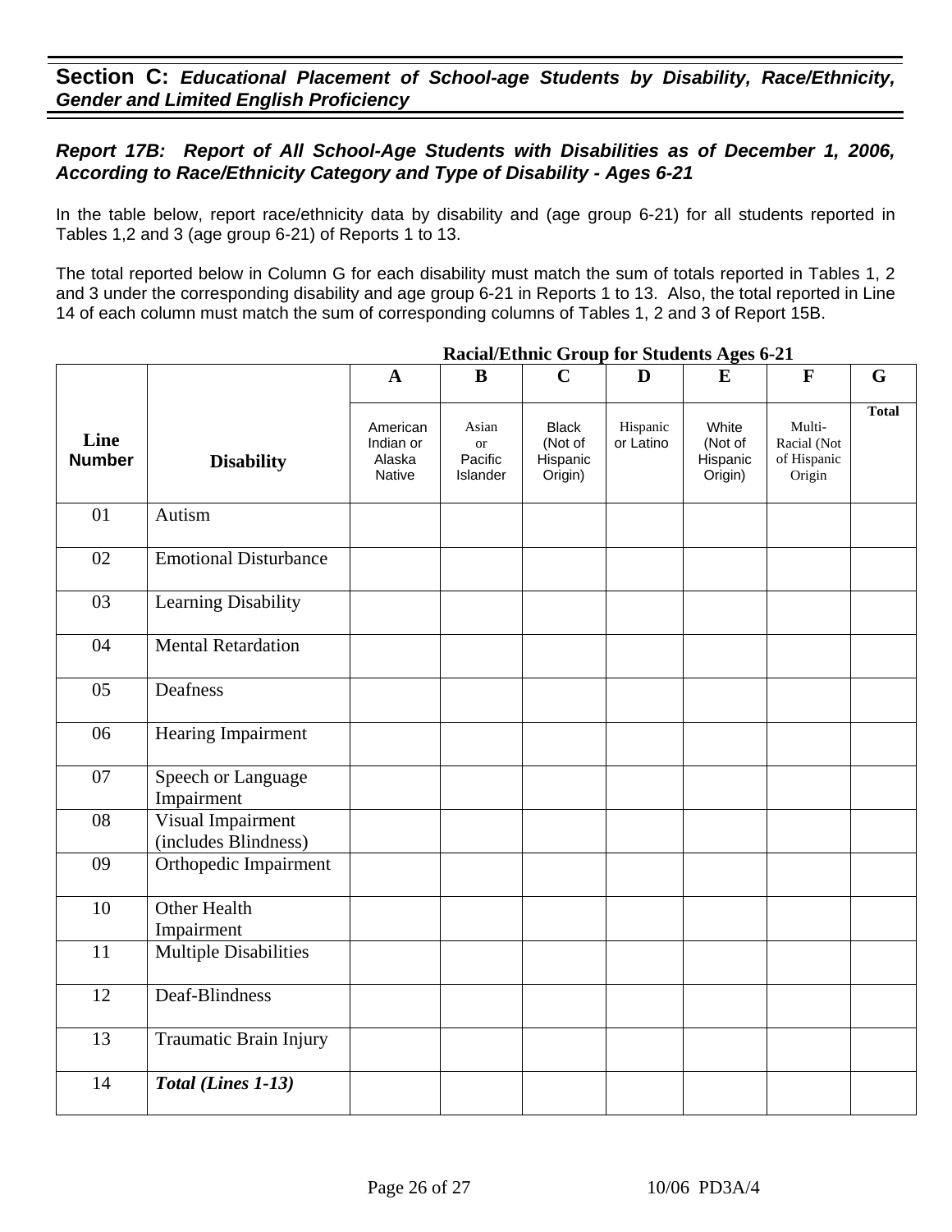## Section C: *Educational Placement of School-age Students by Disability, Race/Ethnicity, Gender and Limited English Proficiency*

### *Report 17B: Report of All School-Age Students with Disabilities as of December 1, 2006, According to Race/Ethnicity Category and Type of Disability - Ages 6-21*

In the table below, report race/ethnicity data by disability and (age group 6-21) for all students reported in Tables 1,2 and 3 (age group 6-21) of Reports 1 to 13.

The total reported below in Column G for each disability must match the sum of totals reported in Tables 1, 2 and 3 under the corresponding disability and age group 6-21 in Reports 1 to 13. Also, the total reported in Line 14 of each column must match the sum of corresponding columns of Tables 1, 2 and 3 of Report 15B.

**Racial/Ethnic Group for Students Ages 6-21**

| | | A | B | C | D | E | F | G |
|---|---|---|---|---|---|---|---|---|
| **Line Number** | **Disability** | American Indian or Alaska Native | Asian or Pacific Islander | Black (Not of Hispanic Origin) | Hispanic or Latino | White (Not of Hispanic Origin) | Multi-Racial (Not of Hispanic Origin | **Total** |
| 01 | Autism | | | | | | | |
| 02 | Emotional Disturbance | | | | | | | |
| 03 | Learning Disability | | | | | | | |
| 04 | Mental Retardation | | | | | | | |
| 05 | Deafness | | | | | | | |
| 06 | Hearing Impairment | | | | | | | |
| 07 | Speech or Language Impairment | | | | | | | |
| 08 | Visual Impairment (includes Blindness) | | | | | | | |
| 09 | Orthopedic Impairment | | | | | | | |
| 10 | Other Health Impairment | | | | | | | |
| 11 | Multiple Disabilities | | | | | | | |
| 12 | Deaf-Blindness | | | | | | | |
| 13 | Traumatic Brain Injury | | | | | | | |
| 14 | ***Total (Lines 1-13)*** | | | | | | | |

10/06 PD3A/4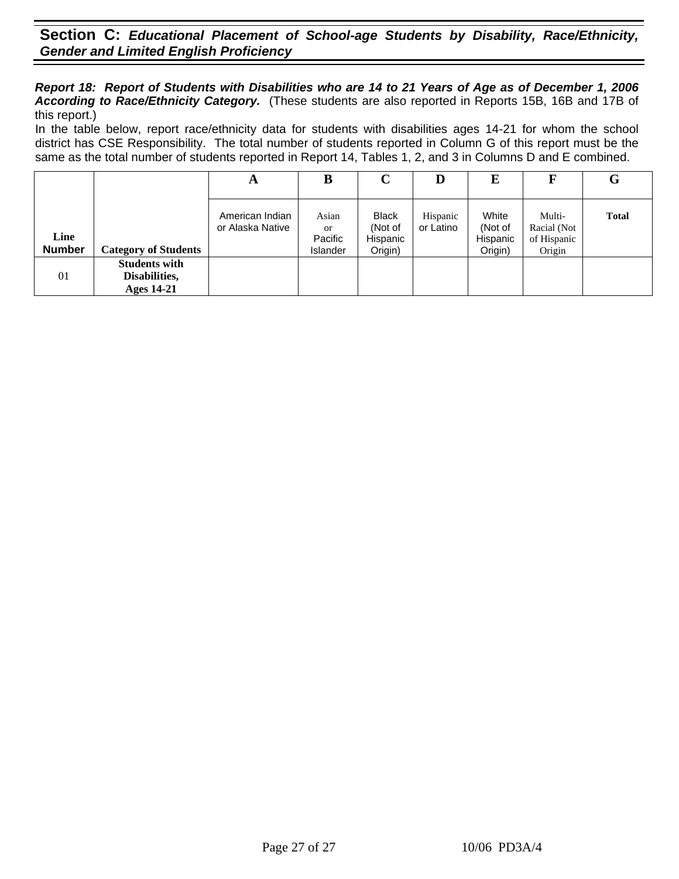## Section C: *Educational Placement of School-age Students by Disability, Race/Ethnicity, Gender and Limited English Proficiency*

***Report 18: Report of Students with Disabilities who are 14 to 21 Years of Age as of December 1, 2006 According to Race/Ethnicity Category.*** (These students are also reported in Reports 15B, 16B and 17B of this report.)

In the table below, report race/ethnicity data for students with disabilities ages 14-21 for whom the school district has CSE Responsibility. The total number of students reported in Column G of this report must be the same as the total number of students reported in Report 14, Tables 1, 2, and 3 in Columns D and E combined.

| | | A | B | C | D | E | F | G |
|---|---|---|---|---|---|---|---|---|
| **Line Number** | **Category of Students** | American Indian or Alaska Native | Asian or Pacific Islander | Black (Not of Hispanic Origin) | Hispanic or Latino | White (Not of Hispanic Origin) | Multi-Racial (Not of Hispanic Origin | **Total** |
| 01 | **Students with Disabilities, Ages 14-21** | | | | | | | |

10/06 PD3A/4